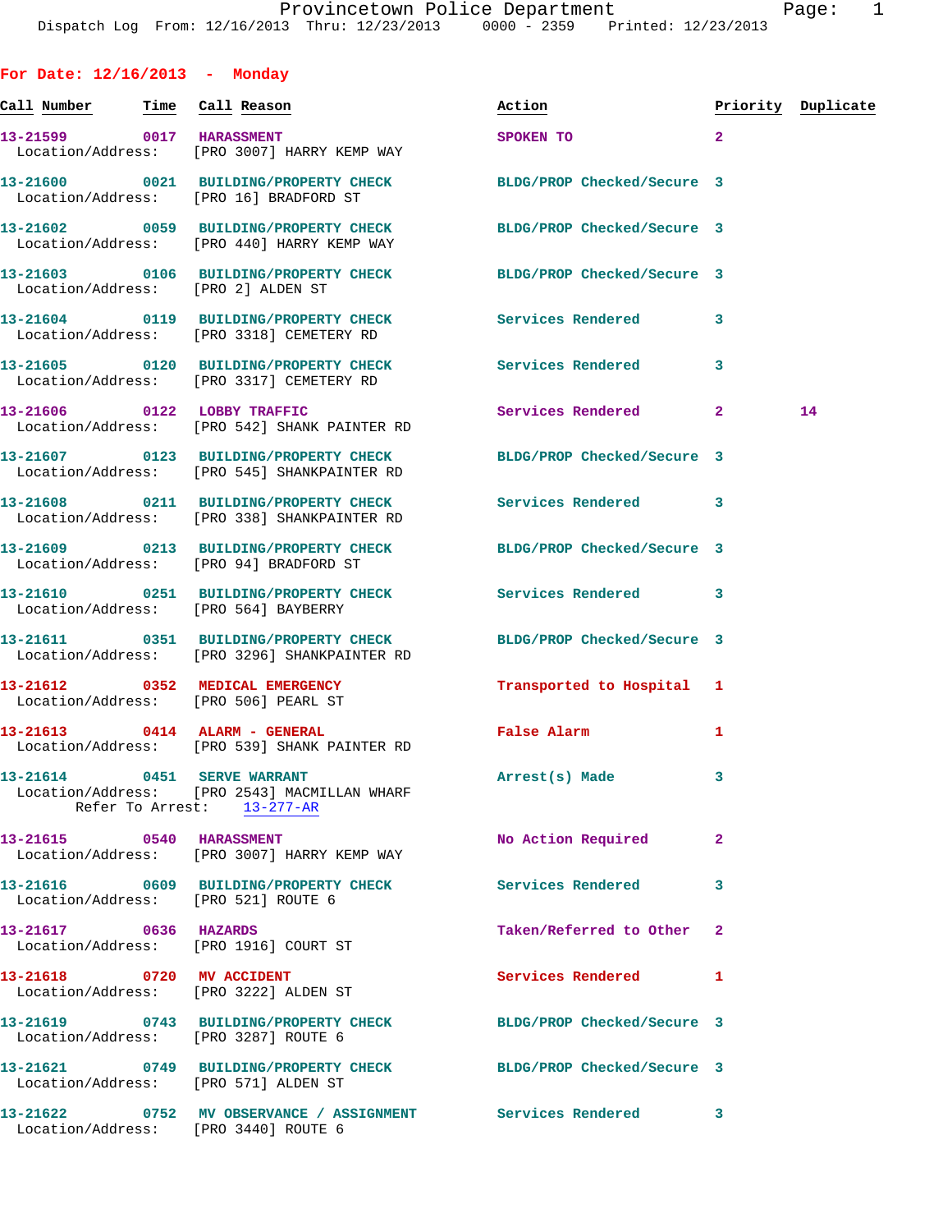Provincetown Police Department
Dispatch Log From: 12/16/2013 Thru: 12/23/2013 0000 - 2359 Printed: 12/23/2013

## For Date: 12/16/2013 - Monday

| Call Number | Time | Call Reason | Action | Priority | Duplicate |
|---|---|---|---|---|---|
| 13-21599 | 0017 | HARASSMENT | SPOKEN TO | 2 | |
| Location/Address: [PRO 3007] HARRY KEMP WAY | | | | | |
| 13-21600 | 0021 | BUILDING/PROPERTY CHECK | BLDG/PROP Checked/Secure | 3 | |
| Location/Address: [PRO 16] BRADFORD ST | | | | | |
| 13-21602 | 0059 | BUILDING/PROPERTY CHECK | BLDG/PROP Checked/Secure | 3 | |
| Location/Address: [PRO 440] HARRY KEMP WAY | | | | | |
| 13-21603 | 0106 | BUILDING/PROPERTY CHECK | BLDG/PROP Checked/Secure | 3 | |
| Location/Address: [PRO 2] ALDEN ST | | | | | |
| 13-21604 | 0119 | BUILDING/PROPERTY CHECK | Services Rendered | 3 | |
| Location/Address: [PRO 3318] CEMETERY RD | | | | | |
| 13-21605 | 0120 | BUILDING/PROPERTY CHECK | Services Rendered | 3 | |
| Location/Address: [PRO 3317] CEMETERY RD | | | | | |
| 13-21606 | 0122 | LOBBY TRAFFIC | Services Rendered | 2 | 14 |
| Location/Address: [PRO 542] SHANK PAINTER RD | | | | | |
| 13-21607 | 0123 | BUILDING/PROPERTY CHECK | BLDG/PROP Checked/Secure | 3 | |
| Location/Address: [PRO 545] SHANKPAINTER RD | | | | | |
| 13-21608 | 0211 | BUILDING/PROPERTY CHECK | Services Rendered | 3 | |
| Location/Address: [PRO 338] SHANKPAINTER RD | | | | | |
| 13-21609 | 0213 | BUILDING/PROPERTY CHECK | BLDG/PROP Checked/Secure | 3 | |
| Location/Address: [PRO 94] BRADFORD ST | | | | | |
| 13-21610 | 0251 | BUILDING/PROPERTY CHECK | Services Rendered | 3 | |
| Location/Address: [PRO 564] BAYBERRY | | | | | |
| 13-21611 | 0351 | BUILDING/PROPERTY CHECK | BLDG/PROP Checked/Secure | 3 | |
| Location/Address: [PRO 3296] SHANKPAINTER RD | | | | | |
| 13-21612 | 0352 | MEDICAL EMERGENCY | Transported to Hospital | 1 | |
| Location/Address: [PRO 506] PEARL ST | | | | | |
| 13-21613 | 0414 | ALARM - GENERAL | False Alarm | 1 | |
| Location/Address: [PRO 539] SHANK PAINTER RD | | | | | |
| 13-21614 | 0451 | SERVE WARRANT | Arrest(s) Made | 3 | |
| Location/Address: [PRO 2543] MACMILLAN WHARF; Refer To Arrest: 13-277-AR | | | | | |
| 13-21615 | 0540 | HARASSMENT | No Action Required | 2 | |
| Location/Address: [PRO 3007] HARRY KEMP WAY | | | | | |
| 13-21616 | 0609 | BUILDING/PROPERTY CHECK | Services Rendered | 3 | |
| Location/Address: [PRO 521] ROUTE 6 | | | | | |
| 13-21617 | 0636 | HAZARDS | Taken/Referred to Other | 2 | |
| Location/Address: [PRO 1916] COURT ST | | | | | |
| 13-21618 | 0720 | MV ACCIDENT | Services Rendered | 1 | |
| Location/Address: [PRO 3222] ALDEN ST | | | | | |
| 13-21619 | 0743 | BUILDING/PROPERTY CHECK | BLDG/PROP Checked/Secure | 3 | |
| Location/Address: [PRO 3287] ROUTE 6 | | | | | |
| 13-21621 | 0749 | BUILDING/PROPERTY CHECK | BLDG/PROP Checked/Secure | 3 | |
| Location/Address: [PRO 571] ALDEN ST | | | | | |
| 13-21622 | 0752 | MV OBSERVANCE / ASSIGNMENT | Services Rendered | 3 | |
| Location/Address: [PRO 3440] ROUTE 6 | | | | | |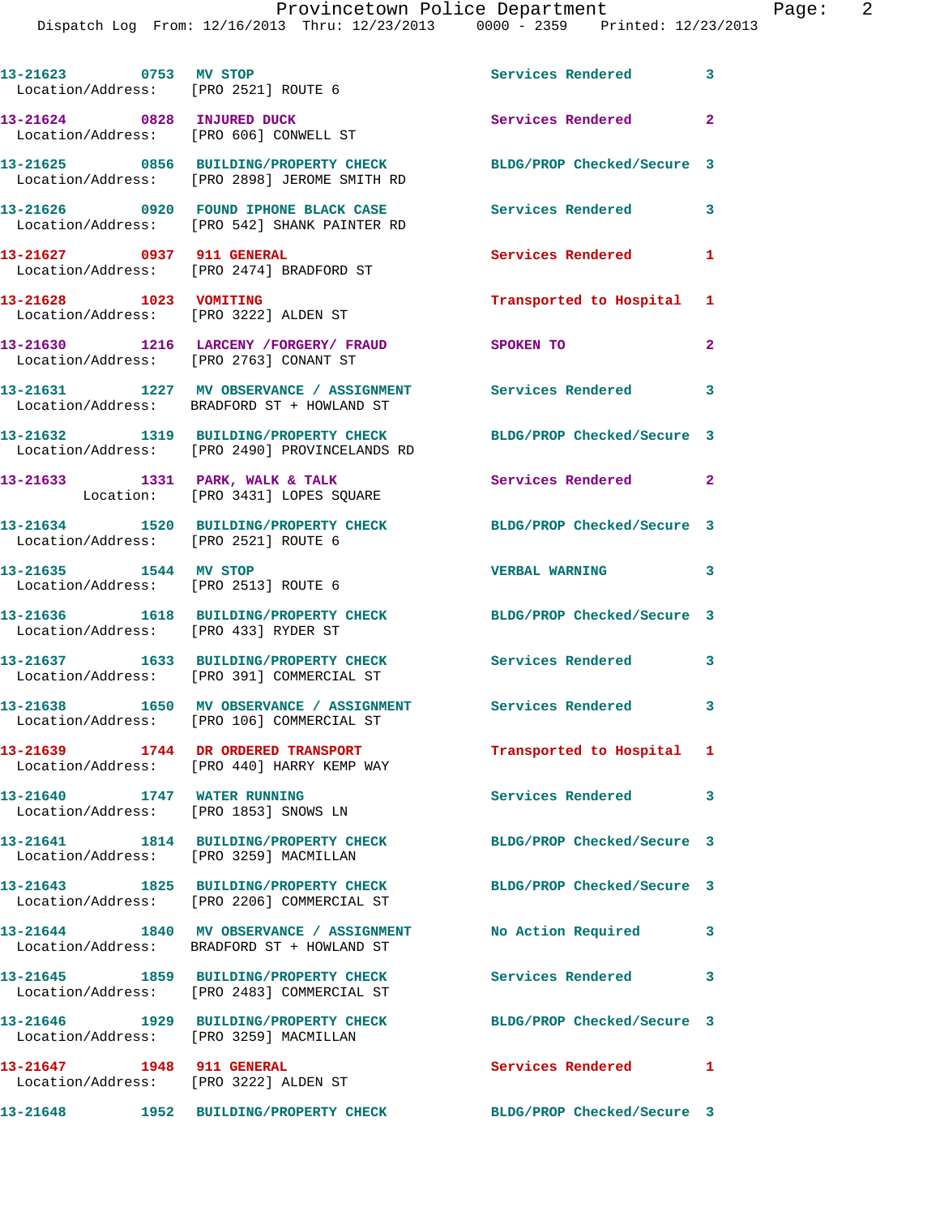13-21623 0753 MV STOP Services Rendered 3
Location/Address: [PRO 2521] ROUTE 6

13-21624 0828 INJURED DUCK Services Rendered 2
Location/Address: [PRO 606] CONWELL ST

13-21625 0856 BUILDING/PROPERTY CHECK BLDG/PROP Checked/Secure 3
Location/Address: [PRO 2898] JEROME SMITH RD

13-21626 0920 FOUND IPHONE BLACK CASE Services Rendered 3
Location/Address: [PRO 542] SHANK PAINTER RD

13-21627 0937 911 GENERAL Services Rendered 1
Location/Address: [PRO 2474] BRADFORD ST

13-21628 1023 VOMITING Transported to Hospital 1
Location/Address: [PRO 3222] ALDEN ST

13-21630 1216 LARCENY /FORGERY/ FRAUD SPOKEN TO 2
Location/Address: [PRO 2763] CONANT ST

13-21631 1227 MV OBSERVANCE / ASSIGNMENT Services Rendered 3
Location/Address: BRADFORD ST + HOWLAND ST

13-21632 1319 BUILDING/PROPERTY CHECK BLDG/PROP Checked/Secure 3
Location/Address: [PRO 2490] PROVINCELANDS RD

13-21633 1331 PARK, WALK & TALK Services Rendered 2
Location: [PRO 3431] LOPES SQUARE

13-21634 1520 BUILDING/PROPERTY CHECK BLDG/PROP Checked/Secure 3
Location/Address: [PRO 2521] ROUTE 6

13-21635 1544 MV STOP VERBAL WARNING 3
Location/Address: [PRO 2513] ROUTE 6

13-21636 1618 BUILDING/PROPERTY CHECK BLDG/PROP Checked/Secure 3
Location/Address: [PRO 433] RYDER ST

13-21637 1633 BUILDING/PROPERTY CHECK Services Rendered 3
Location/Address: [PRO 391] COMMERCIAL ST

13-21638 1650 MV OBSERVANCE / ASSIGNMENT Services Rendered 3
Location/Address: [PRO 106] COMMERCIAL ST

13-21639 1744 DR ORDERED TRANSPORT Transported to Hospital 1
Location/Address: [PRO 440] HARRY KEMP WAY

13-21640 1747 WATER RUNNING Services Rendered 3
Location/Address: [PRO 1853] SNOWS LN

13-21641 1814 BUILDING/PROPERTY CHECK BLDG/PROP Checked/Secure 3
Location/Address: [PRO 3259] MACMILLAN

13-21643 1825 BUILDING/PROPERTY CHECK BLDG/PROP Checked/Secure 3
Location/Address: [PRO 2206] COMMERCIAL ST

13-21644 1840 MV OBSERVANCE / ASSIGNMENT No Action Required 3
Location/Address: BRADFORD ST + HOWLAND ST

13-21645 1859 BUILDING/PROPERTY CHECK Services Rendered 3
Location/Address: [PRO 2483] COMMERCIAL ST

13-21646 1929 BUILDING/PROPERTY CHECK BLDG/PROP Checked/Secure 3
Location/Address: [PRO 3259] MACMILLAN

13-21647 1948 911 GENERAL Services Rendered 1
Location/Address: [PRO 3222] ALDEN ST

13-21648 1952 BUILDING/PROPERTY CHECK BLDG/PROP Checked/Secure 3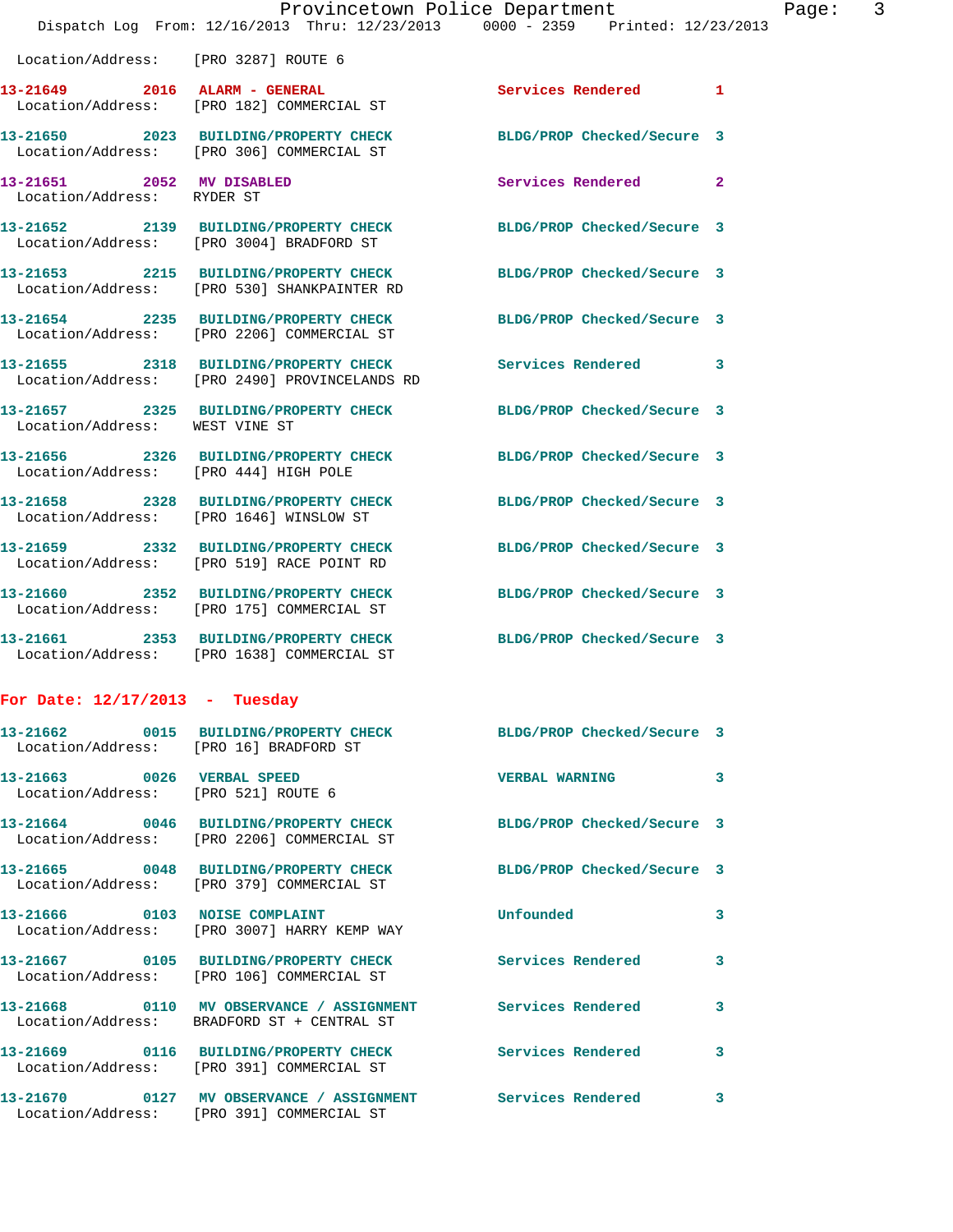Location/Address: [PRO 3287] ROUTE 6

| Call # | Time | Call Type | Disposition | Priority |
|---|---|---|---|---|
| 13-21649 | 2016 | ALARM - GENERAL | Services Rendered | 1 |
| Location/Address: [PRO 182] COMMERCIAL ST | | | | |
| 13-21650 | 2023 | BUILDING/PROPERTY CHECK | BLDG/PROP Checked/Secure | 3 |
| Location/Address: [PRO 306] COMMERCIAL ST | | | | |
| 13-21651 | 2052 | MV DISABLED | Services Rendered | 2 |
| Location/Address: RYDER ST | | | | |
| 13-21652 | 2139 | BUILDING/PROPERTY CHECK | BLDG/PROP Checked/Secure | 3 |
| Location/Address: [PRO 3004] BRADFORD ST | | | | |
| 13-21653 | 2215 | BUILDING/PROPERTY CHECK | BLDG/PROP Checked/Secure | 3 |
| Location/Address: [PRO 530] SHANKPAINTER RD | | | | |
| 13-21654 | 2235 | BUILDING/PROPERTY CHECK | BLDG/PROP Checked/Secure | 3 |
| Location/Address: [PRO 2206] COMMERCIAL ST | | | | |
| 13-21655 | 2318 | BUILDING/PROPERTY CHECK | Services Rendered | 3 |
| Location/Address: [PRO 2490] PROVINCELANDS RD | | | | |
| 13-21657 | 2325 | BUILDING/PROPERTY CHECK | BLDG/PROP Checked/Secure | 3 |
| Location/Address: WEST VINE ST | | | | |
| 13-21656 | 2326 | BUILDING/PROPERTY CHECK | BLDG/PROP Checked/Secure | 3 |
| Location/Address: [PRO 444] HIGH POLE | | | | |
| 13-21658 | 2328 | BUILDING/PROPERTY CHECK | BLDG/PROP Checked/Secure | 3 |
| Location/Address: [PRO 1646] WINSLOW ST | | | | |
| 13-21659 | 2332 | BUILDING/PROPERTY CHECK | BLDG/PROP Checked/Secure | 3 |
| Location/Address: [PRO 519] RACE POINT RD | | | | |
| 13-21660 | 2352 | BUILDING/PROPERTY CHECK | BLDG/PROP Checked/Secure | 3 |
| Location/Address: [PRO 175] COMMERCIAL ST | | | | |
| 13-21661 | 2353 | BUILDING/PROPERTY CHECK | BLDG/PROP Checked/Secure | 3 |
| Location/Address: [PRO 1638] COMMERCIAL ST | | | | |

## For Date: 12/17/2013 - Tuesday

| Call # | Time | Call Type | Disposition | Priority |
|---|---|---|---|---|
| 13-21662 | 0015 | BUILDING/PROPERTY CHECK | BLDG/PROP Checked/Secure | 3 |
| Location/Address: [PRO 16] BRADFORD ST | | | | |
| 13-21663 | 0026 | VERBAL SPEED | VERBAL WARNING | 3 |
| Location/Address: [PRO 521] ROUTE 6 | | | | |
| 13-21664 | 0046 | BUILDING/PROPERTY CHECK | BLDG/PROP Checked/Secure | 3 |
| Location/Address: [PRO 2206] COMMERCIAL ST | | | | |
| 13-21665 | 0048 | BUILDING/PROPERTY CHECK | BLDG/PROP Checked/Secure | 3 |
| Location/Address: [PRO 379] COMMERCIAL ST | | | | |
| 13-21666 | 0103 | NOISE COMPLAINT | Unfounded | 3 |
| Location/Address: [PRO 3007] HARRY KEMP WAY | | | | |
| 13-21667 | 0105 | BUILDING/PROPERTY CHECK | Services Rendered | 3 |
| Location/Address: [PRO 106] COMMERCIAL ST | | | | |
| 13-21668 | 0110 | MV OBSERVANCE / ASSIGNMENT | Services Rendered | 3 |
| Location/Address: BRADFORD ST + CENTRAL ST | | | | |
| 13-21669 | 0116 | BUILDING/PROPERTY CHECK | Services Rendered | 3 |
| Location/Address: [PRO 391] COMMERCIAL ST | | | | |
| 13-21670 | 0127 | MV OBSERVANCE / ASSIGNMENT | Services Rendered | 3 |
| Location/Address: [PRO 391] COMMERCIAL ST | | | | |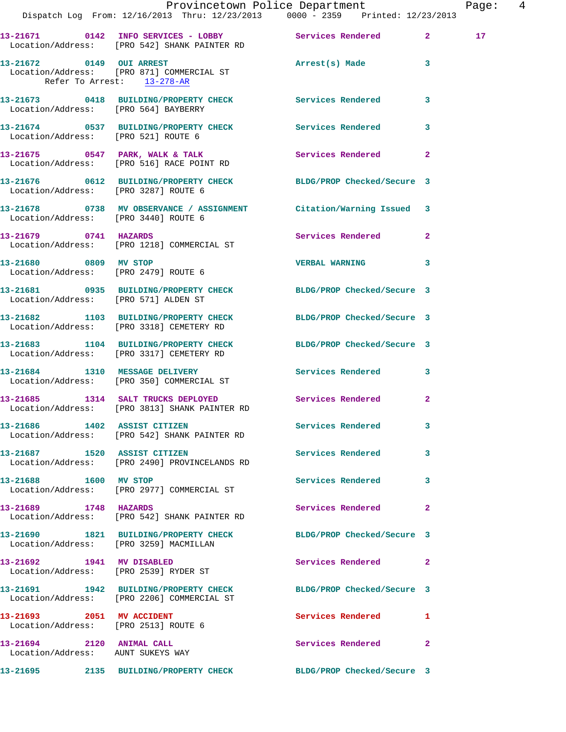13-21671 0142 INFO SERVICES - LOBBY Services Rendered 2 17
Location/Address: [PRO 542] SHANK PAINTER RD

13-21672 0149 OUI ARREST Arrest(s) Made 3
Location/Address: [PRO 871] COMMERCIAL ST
Refer To Arrest: 13-278-AR

13-21673 0418 BUILDING/PROPERTY CHECK Services Rendered 3
Location/Address: [PRO 564] BAYBERRY

13-21674 0537 BUILDING/PROPERTY CHECK Services Rendered 3
Location/Address: [PRO 521] ROUTE 6

13-21675 0547 PARK, WALK & TALK Services Rendered 2
Location/Address: [PRO 516] RACE POINT RD

13-21676 0612 BUILDING/PROPERTY CHECK BLDG/PROP Checked/Secure 3
Location/Address: [PRO 3287] ROUTE 6

13-21678 0738 MV OBSERVANCE / ASSIGNMENT Citation/Warning Issued 3
Location/Address: [PRO 3440] ROUTE 6

13-21679 0741 HAZARDS Services Rendered 2
Location/Address: [PRO 1218] COMMERCIAL ST

13-21680 0809 MV STOP VERBAL WARNING 3
Location/Address: [PRO 2479] ROUTE 6

13-21681 0935 BUILDING/PROPERTY CHECK BLDG/PROP Checked/Secure 3
Location/Address: [PRO 571] ALDEN ST

13-21682 1103 BUILDING/PROPERTY CHECK BLDG/PROP Checked/Secure 3
Location/Address: [PRO 3318] CEMETERY RD

13-21683 1104 BUILDING/PROPERTY CHECK BLDG/PROP Checked/Secure 3
Location/Address: [PRO 3317] CEMETERY RD

13-21684 1310 MESSAGE DELIVERY Services Rendered 3
Location/Address: [PRO 350] COMMERCIAL ST

13-21685 1314 SALT TRUCKS DEPLOYED Services Rendered 2
Location/Address: [PRO 3813] SHANK PAINTER RD

13-21686 1402 ASSIST CITIZEN Services Rendered 3
Location/Address: [PRO 542] SHANK PAINTER RD

13-21687 1520 ASSIST CITIZEN Services Rendered 3
Location/Address: [PRO 2490] PROVINCELANDS RD

13-21688 1600 MV STOP Services Rendered 3
Location/Address: [PRO 2977] COMMERCIAL ST

13-21689 1748 HAZARDS Services Rendered 2
Location/Address: [PRO 542] SHANK PAINTER RD

13-21690 1821 BUILDING/PROPERTY CHECK BLDG/PROP Checked/Secure 3
Location/Address: [PRO 3259] MACMILLAN

13-21692 1941 MV DISABLED Services Rendered 2
Location/Address: [PRO 2539] RYDER ST

13-21691 1942 BUILDING/PROPERTY CHECK BLDG/PROP Checked/Secure 3
Location/Address: [PRO 2206] COMMERCIAL ST

13-21693 2051 MV ACCIDENT Services Rendered 1
Location/Address: [PRO 2513] ROUTE 6

13-21694 2120 ANIMAL CALL Services Rendered 2
Location/Address: AUNT SUKEYS WAY

13-21695 2135 BUILDING/PROPERTY CHECK BLDG/PROP Checked/Secure 3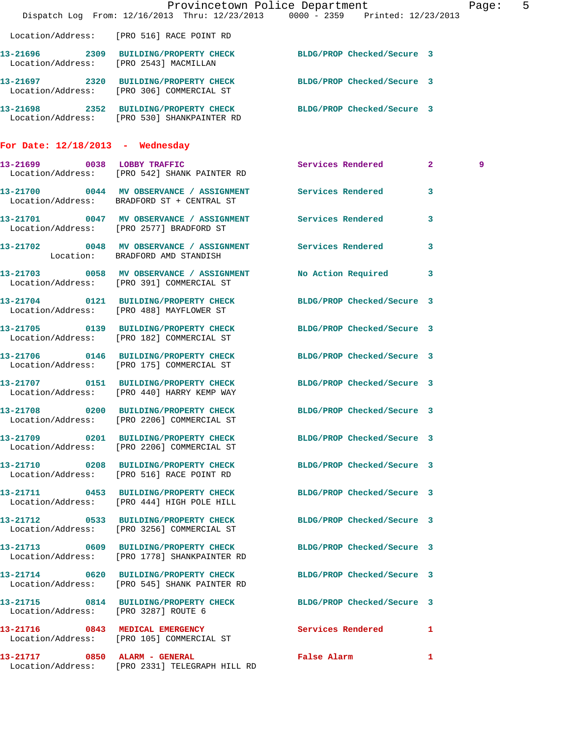Location/Address: [PRO 516] RACE POINT RD

**13-21696** 2309 **BUILDING/PROPERTY CHECK** BLDG/PROP Checked/Secure 3
Location/Address: [PRO 2543] MACMILLAN

**13-21697** 2320 **BUILDING/PROPERTY CHECK** BLDG/PROP Checked/Secure 3
Location/Address: [PRO 306] COMMERCIAL ST

**13-21698** 2352 **BUILDING/PROPERTY CHECK** BLDG/PROP Checked/Secure 3
Location/Address: [PRO 530] SHANKPAINTER RD

## For Date: 12/18/2013 - Wednesday

**13-21699** 0038 **LOBBY TRAFFIC** Services Rendered 2 9
Location/Address: [PRO 542] SHANK PAINTER RD

**13-21700** 0044 **MV OBSERVANCE / ASSIGNMENT** Services Rendered 3
Location/Address: BRADFORD ST + CENTRAL ST

**13-21701** 0047 **MV OBSERVANCE / ASSIGNMENT** Services Rendered 3
Location/Address: [PRO 2577] BRADFORD ST

**13-21702** 0048 **MV OBSERVANCE / ASSIGNMENT** Services Rendered 3
Location: BRADFORD AMD STANDISH

**13-21703** 0058 **MV OBSERVANCE / ASSIGNMENT** No Action Required 3
Location/Address: [PRO 391] COMMERCIAL ST

**13-21704** 0121 **BUILDING/PROPERTY CHECK** BLDG/PROP Checked/Secure 3
Location/Address: [PRO 488] MAYFLOWER ST

**13-21705** 0139 **BUILDING/PROPERTY CHECK** BLDG/PROP Checked/Secure 3
Location/Address: [PRO 182] COMMERCIAL ST

**13-21706** 0146 **BUILDING/PROPERTY CHECK** BLDG/PROP Checked/Secure 3
Location/Address: [PRO 175] COMMERCIAL ST

**13-21707** 0151 **BUILDING/PROPERTY CHECK** BLDG/PROP Checked/Secure 3
Location/Address: [PRO 440] HARRY KEMP WAY

**13-21708** 0200 **BUILDING/PROPERTY CHECK** BLDG/PROP Checked/Secure 3
Location/Address: [PRO 2206] COMMERCIAL ST

**13-21709** 0201 **BUILDING/PROPERTY CHECK** BLDG/PROP Checked/Secure 3
Location/Address: [PRO 2206] COMMERCIAL ST

**13-21710** 0208 **BUILDING/PROPERTY CHECK** BLDG/PROP Checked/Secure 3
Location/Address: [PRO 516] RACE POINT RD

**13-21711** 0453 **BUILDING/PROPERTY CHECK** BLDG/PROP Checked/Secure 3
Location/Address: [PRO 444] HIGH POLE HILL

**13-21712** 0533 **BUILDING/PROPERTY CHECK** BLDG/PROP Checked/Secure 3
Location/Address: [PRO 3256] COMMERCIAL ST

**13-21713** 0609 **BUILDING/PROPERTY CHECK** BLDG/PROP Checked/Secure 3
Location/Address: [PRO 1778] SHANKPAINTER RD

**13-21714** 0620 **BUILDING/PROPERTY CHECK** BLDG/PROP Checked/Secure 3
Location/Address: [PRO 545] SHANK PAINTER RD

**13-21715** 0814 **BUILDING/PROPERTY CHECK** BLDG/PROP Checked/Secure 3
Location/Address: [PRO 3287] ROUTE 6

**13-21716** 0843 **MEDICAL EMERGENCY** Services Rendered 1
Location/Address: [PRO 105] COMMERCIAL ST

**13-21717** 0850 **ALARM - GENERAL** False Alarm 1
Location/Address: [PRO 2331] TELEGRAPH HILL RD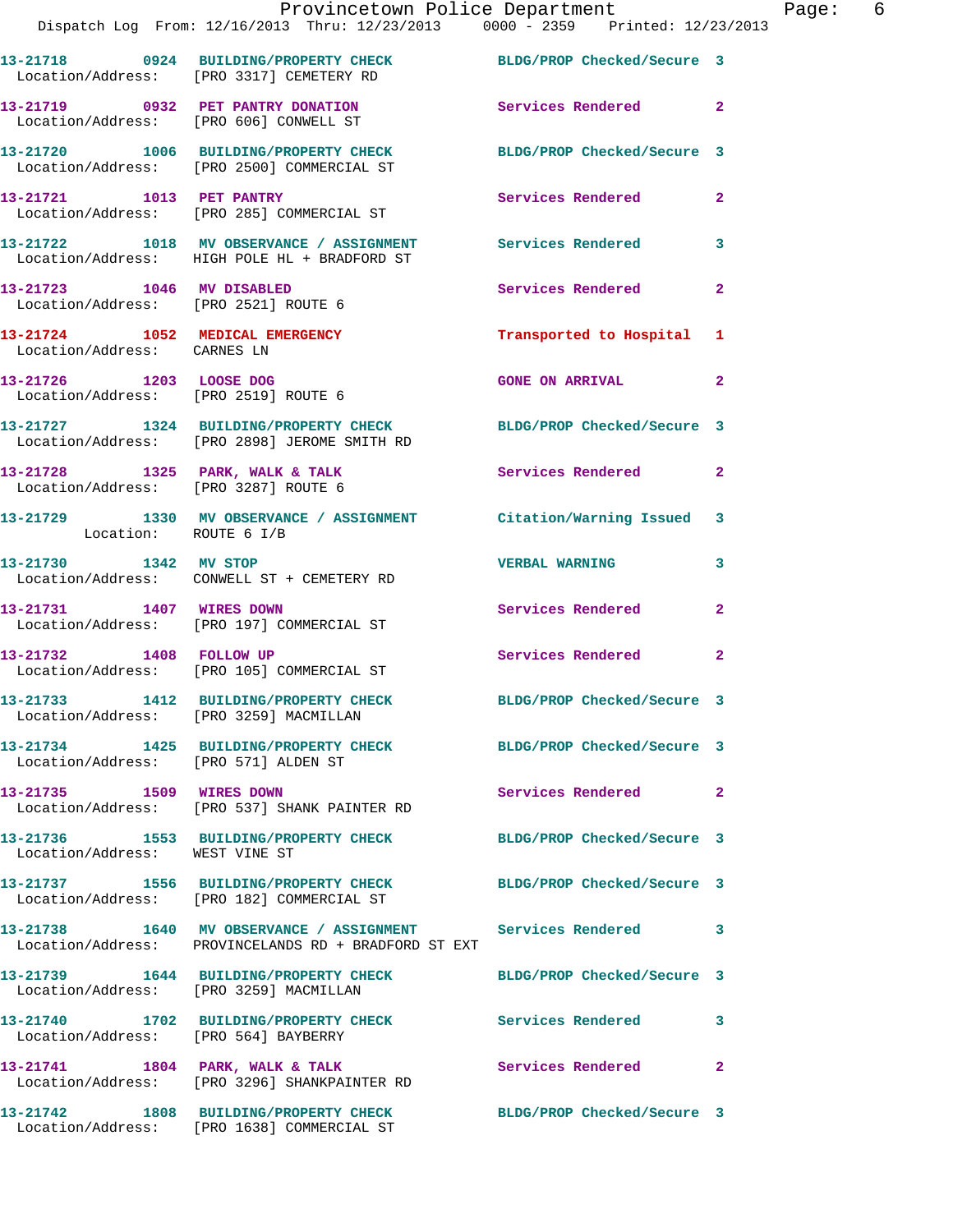13-21718 0924 BUILDING/PROPERTY CHECK BLDG/PROP Checked/Secure 3
Location/Address: [PRO 3317] CEMETERY RD

13-21719 0932 PET PANTRY DONATION Services Rendered 2
Location/Address: [PRO 606] CONWELL ST

13-21720 1006 BUILDING/PROPERTY CHECK BLDG/PROP Checked/Secure 3
Location/Address: [PRO 2500] COMMERCIAL ST

13-21721 1013 PET PANTRY Services Rendered 2
Location/Address: [PRO 285] COMMERCIAL ST

13-21722 1018 MV OBSERVANCE / ASSIGNMENT Services Rendered 3
Location/Address: HIGH POLE HL + BRADFORD ST

13-21723 1046 MV DISABLED Services Rendered 2
Location/Address: [PRO 2521] ROUTE 6

13-21724 1052 MEDICAL EMERGENCY Transported to Hospital 1
Location/Address: CARNES LN

13-21726 1203 LOOSE DOG GONE ON ARRIVAL 2
Location/Address: [PRO 2519] ROUTE 6

13-21727 1324 BUILDING/PROPERTY CHECK BLDG/PROP Checked/Secure 3
Location/Address: [PRO 2898] JEROME SMITH RD

13-21728 1325 PARK, WALK & TALK Services Rendered 2
Location/Address: [PRO 3287] ROUTE 6

13-21729 1330 MV OBSERVANCE / ASSIGNMENT Citation/Warning Issued 3
Location: ROUTE 6 I/B

13-21730 1342 MV STOP VERBAL WARNING 3
Location/Address: CONWELL ST + CEMETERY RD

13-21731 1407 WIRES DOWN Services Rendered 2
Location/Address: [PRO 197] COMMERCIAL ST

13-21732 1408 FOLLOW UP Services Rendered 2
Location/Address: [PRO 105] COMMERCIAL ST

13-21733 1412 BUILDING/PROPERTY CHECK BLDG/PROP Checked/Secure 3
Location/Address: [PRO 3259] MACMILLAN

13-21734 1425 BUILDING/PROPERTY CHECK BLDG/PROP Checked/Secure 3
Location/Address: [PRO 571] ALDEN ST

13-21735 1509 WIRES DOWN Services Rendered 2
Location/Address: [PRO 537] SHANK PAINTER RD

13-21736 1553 BUILDING/PROPERTY CHECK BLDG/PROP Checked/Secure 3
Location/Address: WEST VINE ST

13-21737 1556 BUILDING/PROPERTY CHECK BLDG/PROP Checked/Secure 3
Location/Address: [PRO 182] COMMERCIAL ST

13-21738 1640 MV OBSERVANCE / ASSIGNMENT Services Rendered 3
Location/Address: PROVINCELANDS RD + BRADFORD ST EXT

13-21739 1644 BUILDING/PROPERTY CHECK BLDG/PROP Checked/Secure 3
Location/Address: [PRO 3259] MACMILLAN

13-21740 1702 BUILDING/PROPERTY CHECK Services Rendered 3
Location/Address: [PRO 564] BAYBERRY

13-21741 1804 PARK, WALK & TALK Services Rendered 2
Location/Address: [PRO 3296] SHANKPAINTER RD

13-21742 1808 BUILDING/PROPERTY CHECK BLDG/PROP Checked/Secure 3
Location/Address: [PRO 1638] COMMERCIAL ST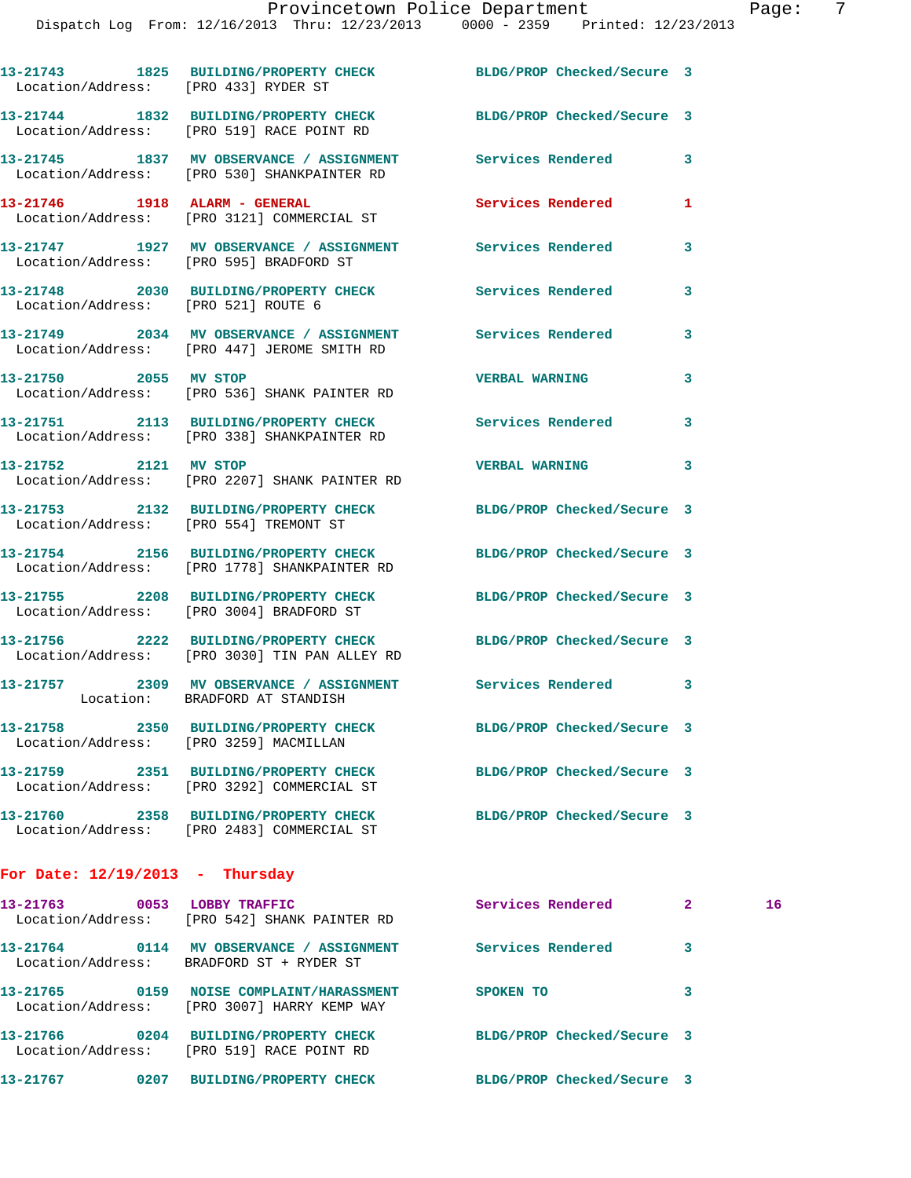13-21743 1825 BUILDING/PROPERTY CHECK BLDG/PROP Checked/Secure 3
Location/Address: [PRO 433] RYDER ST

13-21744 1832 BUILDING/PROPERTY CHECK BLDG/PROP Checked/Secure 3
Location/Address: [PRO 519] RACE POINT RD

13-21745 1837 MV OBSERVANCE / ASSIGNMENT Services Rendered 3
Location/Address: [PRO 530] SHANKPAINTER RD

13-21746 1918 ALARM - GENERAL Services Rendered 1
Location/Address: [PRO 3121] COMMERCIAL ST

13-21747 1927 MV OBSERVANCE / ASSIGNMENT Services Rendered 3
Location/Address: [PRO 595] BRADFORD ST

13-21748 2030 BUILDING/PROPERTY CHECK Services Rendered 3
Location/Address: [PRO 521] ROUTE 6

13-21749 2034 MV OBSERVANCE / ASSIGNMENT Services Rendered 3
Location/Address: [PRO 447] JEROME SMITH RD

13-21750 2055 MV STOP VERBAL WARNING 3
Location/Address: [PRO 536] SHANK PAINTER RD

13-21751 2113 BUILDING/PROPERTY CHECK Services Rendered 3
Location/Address: [PRO 338] SHANKPAINTER RD

13-21752 2121 MV STOP VERBAL WARNING 3
Location/Address: [PRO 2207] SHANK PAINTER RD

13-21753 2132 BUILDING/PROPERTY CHECK BLDG/PROP Checked/Secure 3
Location/Address: [PRO 554] TREMONT ST

13-21754 2156 BUILDING/PROPERTY CHECK BLDG/PROP Checked/Secure 3
Location/Address: [PRO 1778] SHANKPAINTER RD

13-21755 2208 BUILDING/PROPERTY CHECK BLDG/PROP Checked/Secure 3
Location/Address: [PRO 3004] BRADFORD ST

13-21756 2222 BUILDING/PROPERTY CHECK BLDG/PROP Checked/Secure 3
Location/Address: [PRO 3030] TIN PAN ALLEY RD

13-21757 2309 MV OBSERVANCE / ASSIGNMENT Services Rendered 3
Location: BRADFORD AT STANDISH

13-21758 2350 BUILDING/PROPERTY CHECK BLDG/PROP Checked/Secure 3
Location/Address: [PRO 3259] MACMILLAN

13-21759 2351 BUILDING/PROPERTY CHECK BLDG/PROP Checked/Secure 3
Location/Address: [PRO 3292] COMMERCIAL ST

13-21760 2358 BUILDING/PROPERTY CHECK BLDG/PROP Checked/Secure 3
Location/Address: [PRO 2483] COMMERCIAL ST

## For Date: 12/19/2013 - Thursday

13-21763 0053 LOBBY TRAFFIC Services Rendered 2 16
Location/Address: [PRO 542] SHANK PAINTER RD

13-21764 0114 MV OBSERVANCE / ASSIGNMENT Services Rendered 3
Location/Address: BRADFORD ST + RYDER ST

13-21765 0159 NOISE COMPLAINT/HARASSMENT SPOKEN TO 3
Location/Address: [PRO 3007] HARRY KEMP WAY

13-21766 0204 BUILDING/PROPERTY CHECK BLDG/PROP Checked/Secure 3
Location/Address: [PRO 519] RACE POINT RD

13-21767 0207 BUILDING/PROPERTY CHECK BLDG/PROP Checked/Secure 3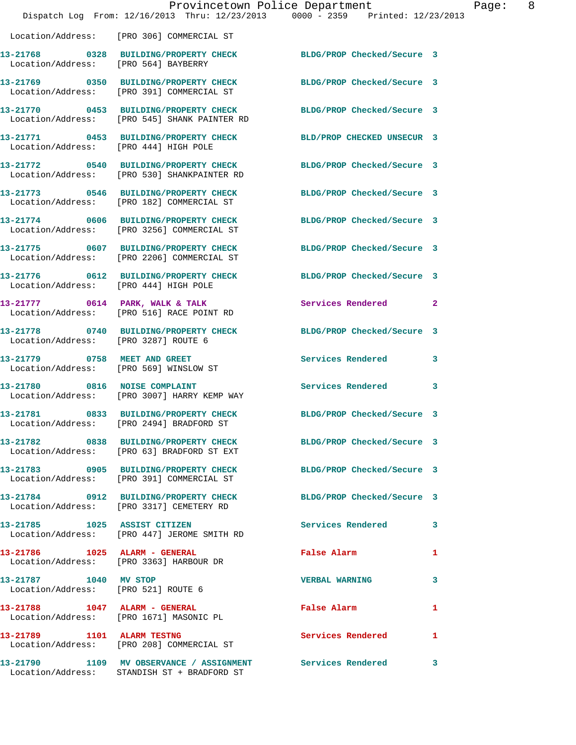Location/Address: [PRO 306] COMMERCIAL ST

13-21768 0328 BUILDING/PROPERTY CHECK BLDG/PROP Checked/Secure 3
Location/Address: [PRO 564] BAYBERRY

13-21769 0350 BUILDING/PROPERTY CHECK BLDG/PROP Checked/Secure 3
Location/Address: [PRO 391] COMMERCIAL ST

13-21770 0453 BUILDING/PROPERTY CHECK BLDG/PROP Checked/Secure 3
Location/Address: [PRO 545] SHANK PAINTER RD

13-21771 0453 BUILDING/PROPERTY CHECK BLD/PROP CHECKED UNSECUR 3
Location/Address: [PRO 444] HIGH POLE

13-21772 0540 BUILDING/PROPERTY CHECK BLDG/PROP Checked/Secure 3
Location/Address: [PRO 530] SHANKPAINTER RD

13-21773 0546 BUILDING/PROPERTY CHECK BLDG/PROP Checked/Secure 3
Location/Address: [PRO 182] COMMERCIAL ST

13-21774 0606 BUILDING/PROPERTY CHECK BLDG/PROP Checked/Secure 3
Location/Address: [PRO 3256] COMMERCIAL ST

13-21775 0607 BUILDING/PROPERTY CHECK BLDG/PROP Checked/Secure 3
Location/Address: [PRO 2206] COMMERCIAL ST

13-21776 0612 BUILDING/PROPERTY CHECK BLDG/PROP Checked/Secure 3
Location/Address: [PRO 444] HIGH POLE

13-21777 0614 PARK, WALK & TALK Services Rendered 2
Location/Address: [PRO 516] RACE POINT RD

13-21778 0740 BUILDING/PROPERTY CHECK BLDG/PROP Checked/Secure 3
Location/Address: [PRO 3287] ROUTE 6

13-21779 0758 MEET AND GREET Services Rendered 3
Location/Address: [PRO 569] WINSLOW ST

13-21780 0816 NOISE COMPLAINT Services Rendered 3
Location/Address: [PRO 3007] HARRY KEMP WAY

13-21781 0833 BUILDING/PROPERTY CHECK BLDG/PROP Checked/Secure 3
Location/Address: [PRO 2494] BRADFORD ST

13-21782 0838 BUILDING/PROPERTY CHECK BLDG/PROP Checked/Secure 3
Location/Address: [PRO 63] BRADFORD ST EXT

13-21783 0905 BUILDING/PROPERTY CHECK BLDG/PROP Checked/Secure 3
Location/Address: [PRO 391] COMMERCIAL ST

13-21784 0912 BUILDING/PROPERTY CHECK BLDG/PROP Checked/Secure 3
Location/Address: [PRO 3317] CEMETERY RD

13-21785 1025 ASSIST CITIZEN Services Rendered 3
Location/Address: [PRO 447] JEROME SMITH RD

13-21786 1025 ALARM - GENERAL False Alarm 1
Location/Address: [PRO 3363] HARBOUR DR

13-21787 1040 MV STOP VERBAL WARNING 3
Location/Address: [PRO 521] ROUTE 6

13-21788 1047 ALARM - GENERAL False Alarm 1
Location/Address: [PRO 1671] MASONIC PL

13-21789 1101 ALARM TESTNG Services Rendered 1
Location/Address: [PRO 208] COMMERCIAL ST

13-21790 1109 MV OBSERVANCE / ASSIGNMENT Services Rendered 3
Location/Address: STANDISH ST + BRADFORD ST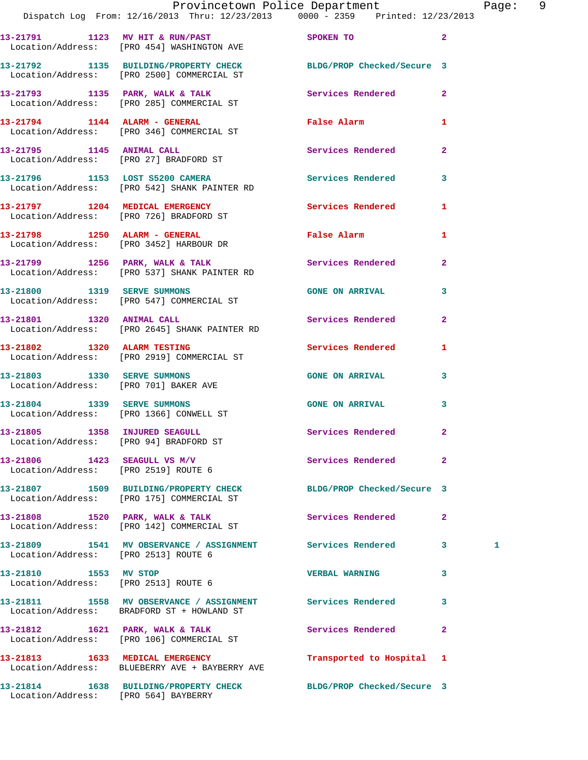| Call No. | Time | Call Reason | Action | Priority | |
|---|---|---|---|---|---|
| 13-21791 | 1123 | MV HIT & RUN/PAST | SPOKEN TO | 2 | |
| Location/Address: | | [PRO 454] WASHINGTON AVE | | | |
| 13-21792 | 1135 | BUILDING/PROPERTY CHECK | BLDG/PROP Checked/Secure | 3 | |
| Location/Address: | | [PRO 2500] COMMERCIAL ST | | | |
| 13-21793 | 1135 | PARK, WALK & TALK | Services Rendered | 2 | |
| Location/Address: | | [PRO 285] COMMERCIAL ST | | | |
| 13-21794 | 1144 | ALARM - GENERAL | False Alarm | 1 | |
| Location/Address: | | [PRO 346] COMMERCIAL ST | | | |
| 13-21795 | 1145 | ANIMAL CALL | Services Rendered | 2 | |
| Location/Address: | | [PRO 27] BRADFORD ST | | | |
| 13-21796 | 1153 | LOST S5200 CAMERA | Services Rendered | 3 | |
| Location/Address: | | [PRO 542] SHANK PAINTER RD | | | |
| 13-21797 | 1204 | MEDICAL EMERGENCY | Services Rendered | 1 | |
| Location/Address: | | [PRO 726] BRADFORD ST | | | |
| 13-21798 | 1250 | ALARM - GENERAL | False Alarm | 1 | |
| Location/Address: | | [PRO 3452] HARBOUR DR | | | |
| 13-21799 | 1256 | PARK, WALK & TALK | Services Rendered | 2 | |
| Location/Address: | | [PRO 537] SHANK PAINTER RD | | | |
| 13-21800 | 1319 | SERVE SUMMONS | GONE ON ARRIVAL | 3 | |
| Location/Address: | | [PRO 547] COMMERCIAL ST | | | |
| 13-21801 | 1320 | ANIMAL CALL | Services Rendered | 2 | |
| Location/Address: | | [PRO 2645] SHANK PAINTER RD | | | |
| 13-21802 | 1320 | ALARM TESTING | Services Rendered | 1 | |
| Location/Address: | | [PRO 2919] COMMERCIAL ST | | | |
| 13-21803 | 1330 | SERVE SUMMONS | GONE ON ARRIVAL | 3 | |
| Location/Address: | | [PRO 701] BAKER AVE | | | |
| 13-21804 | 1339 | SERVE SUMMONS | GONE ON ARRIVAL | 3 | |
| Location/Address: | | [PRO 1366] CONWELL ST | | | |
| 13-21805 | 1358 | INJURED SEAGULL | Services Rendered | 2 | |
| Location/Address: | | [PRO 94] BRADFORD ST | | | |
| 13-21806 | 1423 | SEAGULL VS M/V | Services Rendered | 2 | |
| Location/Address: | | [PRO 2519] ROUTE 6 | | | |
| 13-21807 | 1509 | BUILDING/PROPERTY CHECK | BLDG/PROP Checked/Secure | 3 | |
| Location/Address: | | [PRO 175] COMMERCIAL ST | | | |
| 13-21808 | 1520 | PARK, WALK & TALK | Services Rendered | 2 | |
| Location/Address: | | [PRO 142] COMMERCIAL ST | | | |
| 13-21809 | 1541 | MV OBSERVANCE / ASSIGNMENT | Services Rendered | 3 | 1 |
| Location/Address: | | [PRO 2513] ROUTE 6 | | | |
| 13-21810 | 1553 | MV STOP | VERBAL WARNING | 3 | |
| Location/Address: | | [PRO 2513] ROUTE 6 | | | |
| 13-21811 | 1558 | MV OBSERVANCE / ASSIGNMENT | Services Rendered | 3 | |
| Location/Address: | | BRADFORD ST + HOWLAND ST | | | |
| 13-21812 | 1621 | PARK, WALK & TALK | Services Rendered | 2 | |
| Location/Address: | | [PRO 106] COMMERCIAL ST | | | |
| 13-21813 | 1633 | MEDICAL EMERGENCY | Transported to Hospital | 1 | |
| Location/Address: | | BLUEBERRY AVE + BAYBERRY AVE | | | |
| 13-21814 | 1638 | BUILDING/PROPERTY CHECK | BLDG/PROP Checked/Secure | 3 | |
| Location/Address: | | [PRO 564] BAYBERRY | | | |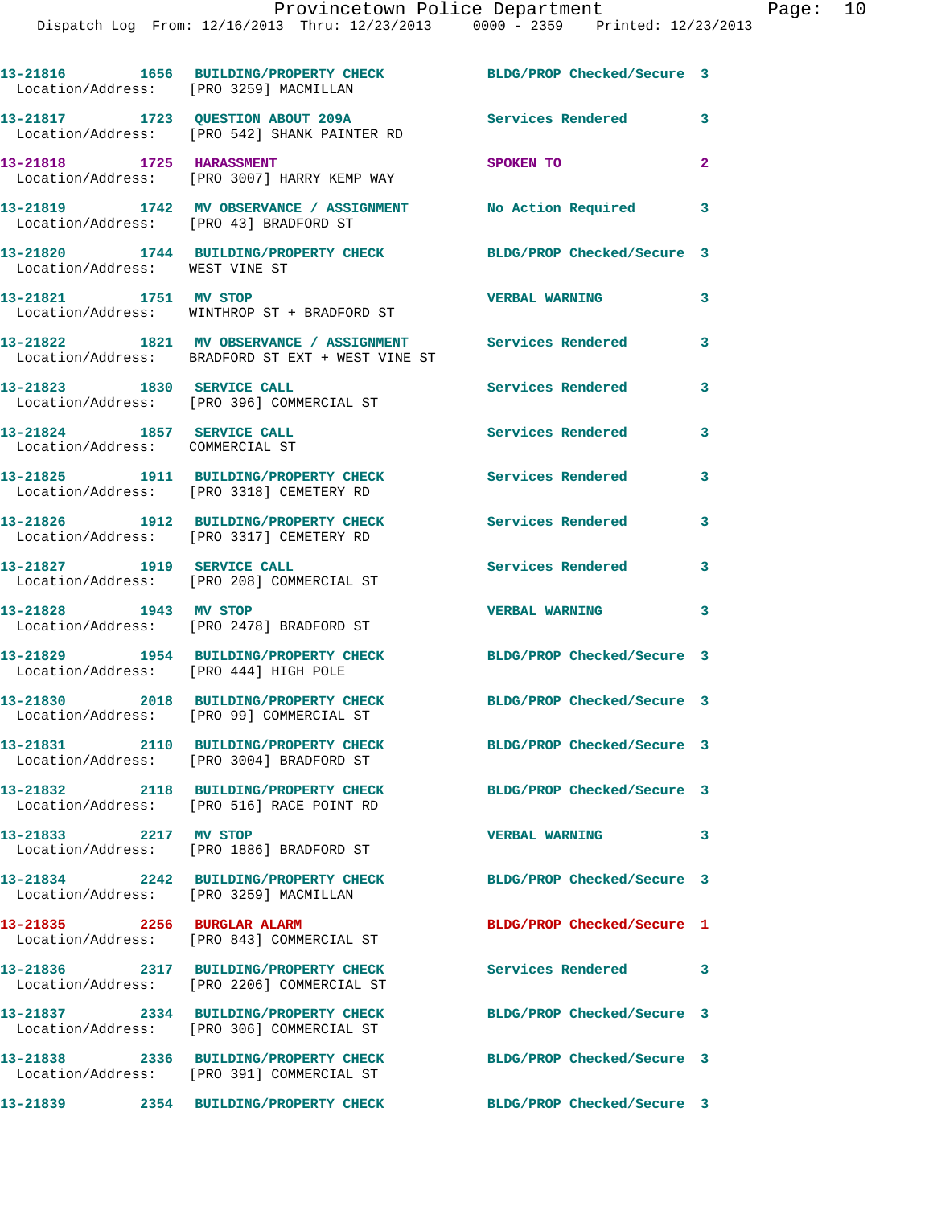| Call Number | Time | Call Reason | Action | Priority |
|---|---|---|---|---|
| 13-21816 | 1656 | BUILDING/PROPERTY CHECK | BLDG/PROP Checked/Secure | 3 |
| | | Location/Address: [PRO 3259] MACMILLAN | | |
| 13-21817 | 1723 | QUESTION ABOUT 209A | Services Rendered | 3 |
| | | Location/Address: [PRO 542] SHANK PAINTER RD | | |
| 13-21818 | 1725 | HARASSMENT | SPOKEN TO | 2 |
| | | Location/Address: [PRO 3007] HARRY KEMP WAY | | |
| 13-21819 | 1742 | MV OBSERVANCE / ASSIGNMENT | No Action Required | 3 |
| | | Location/Address: [PRO 43] BRADFORD ST | | |
| 13-21820 | 1744 | BUILDING/PROPERTY CHECK | BLDG/PROP Checked/Secure | 3 |
| | | Location/Address: WEST VINE ST | | |
| 13-21821 | 1751 | MV STOP | VERBAL WARNING | 3 |
| | | Location/Address: WINTHROP ST + BRADFORD ST | | |
| 13-21822 | 1821 | MV OBSERVANCE / ASSIGNMENT | Services Rendered | 3 |
| | | Location/Address: BRADFORD ST EXT + WEST VINE ST | | |
| 13-21823 | 1830 | SERVICE CALL | Services Rendered | 3 |
| | | Location/Address: [PRO 396] COMMERCIAL ST | | |
| 13-21824 | 1857 | SERVICE CALL | Services Rendered | 3 |
| | | Location/Address: COMMERCIAL ST | | |
| 13-21825 | 1911 | BUILDING/PROPERTY CHECK | Services Rendered | 3 |
| | | Location/Address: [PRO 3318] CEMETERY RD | | |
| 13-21826 | 1912 | BUILDING/PROPERTY CHECK | Services Rendered | 3 |
| | | Location/Address: [PRO 3317] CEMETERY RD | | |
| 13-21827 | 1919 | SERVICE CALL | Services Rendered | 3 |
| | | Location/Address: [PRO 208] COMMERCIAL ST | | |
| 13-21828 | 1943 | MV STOP | VERBAL WARNING | 3 |
| | | Location/Address: [PRO 2478] BRADFORD ST | | |
| 13-21829 | 1954 | BUILDING/PROPERTY CHECK | BLDG/PROP Checked/Secure | 3 |
| | | Location/Address: [PRO 444] HIGH POLE | | |
| 13-21830 | 2018 | BUILDING/PROPERTY CHECK | BLDG/PROP Checked/Secure | 3 |
| | | Location/Address: [PRO 99] COMMERCIAL ST | | |
| 13-21831 | 2110 | BUILDING/PROPERTY CHECK | BLDG/PROP Checked/Secure | 3 |
| | | Location/Address: [PRO 3004] BRADFORD ST | | |
| 13-21832 | 2118 | BUILDING/PROPERTY CHECK | BLDG/PROP Checked/Secure | 3 |
| | | Location/Address: [PRO 516] RACE POINT RD | | |
| 13-21833 | 2217 | MV STOP | VERBAL WARNING | 3 |
| | | Location/Address: [PRO 1886] BRADFORD ST | | |
| 13-21834 | 2242 | BUILDING/PROPERTY CHECK | BLDG/PROP Checked/Secure | 3 |
| | | Location/Address: [PRO 3259] MACMILLAN | | |
| 13-21835 | 2256 | BURGLAR ALARM | BLDG/PROP Checked/Secure | 1 |
| | | Location/Address: [PRO 843] COMMERCIAL ST | | |
| 13-21836 | 2317 | BUILDING/PROPERTY CHECK | Services Rendered | 3 |
| | | Location/Address: [PRO 2206] COMMERCIAL ST | | |
| 13-21837 | 2334 | BUILDING/PROPERTY CHECK | BLDG/PROP Checked/Secure | 3 |
| | | Location/Address: [PRO 306] COMMERCIAL ST | | |
| 13-21838 | 2336 | BUILDING/PROPERTY CHECK | BLDG/PROP Checked/Secure | 3 |
| | | Location/Address: [PRO 391] COMMERCIAL ST | | |
| 13-21839 | 2354 | BUILDING/PROPERTY CHECK | BLDG/PROP Checked/Secure | 3 |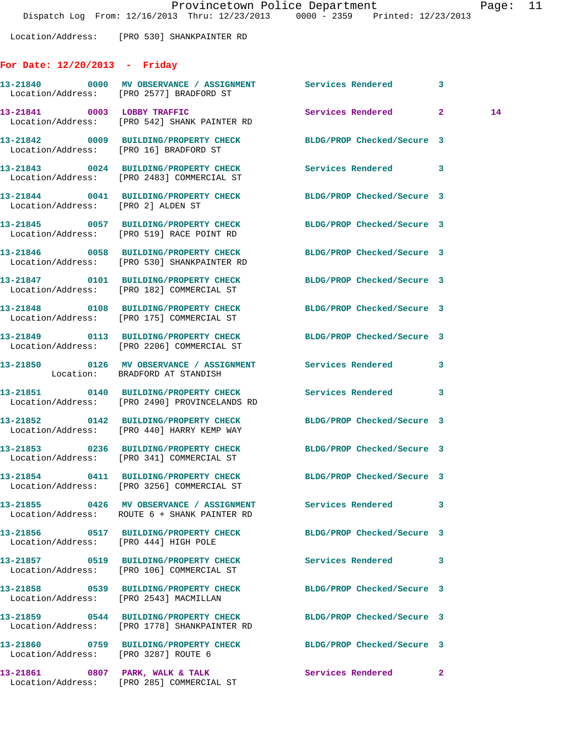Location/Address: [PRO 530] SHANKPAINTER RD

## For Date: 12/20/2013 - Friday

| Call # | Time | Call Reason | Action | Priority | |
|---|---|---|---|---|---|
| 13-21840 | 0000 | MV OBSERVANCE / ASSIGNMENT | Services Rendered | 3 | |
| | | Location/Address: [PRO 2577] BRADFORD ST | | | |
| 13-21841 | 0003 | LOBBY TRAFFIC | Services Rendered | 2 | 14 |
| | | Location/Address: [PRO 542] SHANK PAINTER RD | | | |
| 13-21842 | 0009 | BUILDING/PROPERTY CHECK | BLDG/PROP Checked/Secure | 3 | |
| | | Location/Address: [PRO 16] BRADFORD ST | | | |
| 13-21843 | 0024 | BUILDING/PROPERTY CHECK | Services Rendered | 3 | |
| | | Location/Address: [PRO 2483] COMMERCIAL ST | | | |
| 13-21844 | 0041 | BUILDING/PROPERTY CHECK | BLDG/PROP Checked/Secure | 3 | |
| | | Location/Address: [PRO 2] ALDEN ST | | | |
| 13-21845 | 0057 | BUILDING/PROPERTY CHECK | BLDG/PROP Checked/Secure | 3 | |
| | | Location/Address: [PRO 519] RACE POINT RD | | | |
| 13-21846 | 0058 | BUILDING/PROPERTY CHECK | BLDG/PROP Checked/Secure | 3 | |
| | | Location/Address: [PRO 530] SHANKPAINTER RD | | | |
| 13-21847 | 0101 | BUILDING/PROPERTY CHECK | BLDG/PROP Checked/Secure | 3 | |
| | | Location/Address: [PRO 182] COMMERCIAL ST | | | |
| 13-21848 | 0108 | BUILDING/PROPERTY CHECK | BLDG/PROP Checked/Secure | 3 | |
| | | Location/Address: [PRO 175] COMMERCIAL ST | | | |
| 13-21849 | 0113 | BUILDING/PROPERTY CHECK | BLDG/PROP Checked/Secure | 3 | |
| | | Location/Address: [PRO 2206] COMMERCIAL ST | | | |
| 13-21850 | 0126 | MV OBSERVANCE / ASSIGNMENT | Services Rendered | 3 | |
| | | Location: BRADFORD AT STANDISH | | | |
| 13-21851 | 0140 | BUILDING/PROPERTY CHECK | Services Rendered | 3 | |
| | | Location/Address: [PRO 2490] PROVINCELANDS RD | | | |
| 13-21852 | 0142 | BUILDING/PROPERTY CHECK | BLDG/PROP Checked/Secure | 3 | |
| | | Location/Address: [PRO 440] HARRY KEMP WAY | | | |
| 13-21853 | 0236 | BUILDING/PROPERTY CHECK | BLDG/PROP Checked/Secure | 3 | |
| | | Location/Address: [PRO 341] COMMERCIAL ST | | | |
| 13-21854 | 0411 | BUILDING/PROPERTY CHECK | BLDG/PROP Checked/Secure | 3 | |
| | | Location/Address: [PRO 3256] COMMERCIAL ST | | | |
| 13-21855 | 0426 | MV OBSERVANCE / ASSIGNMENT | Services Rendered | 3 | |
| | | Location/Address: ROUTE 6 + SHANK PAINTER RD | | | |
| 13-21856 | 0517 | BUILDING/PROPERTY CHECK | BLDG/PROP Checked/Secure | 3 | |
| | | Location/Address: [PRO 444] HIGH POLE | | | |
| 13-21857 | 0519 | BUILDING/PROPERTY CHECK | Services Rendered | 3 | |
| | | Location/Address: [PRO 106] COMMERCIAL ST | | | |
| 13-21858 | 0539 | BUILDING/PROPERTY CHECK | BLDG/PROP Checked/Secure | 3 | |
| | | Location/Address: [PRO 2543] MACMILLAN | | | |
| 13-21859 | 0544 | BUILDING/PROPERTY CHECK | BLDG/PROP Checked/Secure | 3 | |
| | | Location/Address: [PRO 1778] SHANKPAINTER RD | | | |
| 13-21860 | 0759 | BUILDING/PROPERTY CHECK | BLDG/PROP Checked/Secure | 3 | |
| | | Location/Address: [PRO 3287] ROUTE 6 | | | |
| 13-21861 | 0807 | PARK, WALK & TALK | Services Rendered | 2 | |
| | | Location/Address: [PRO 285] COMMERCIAL ST | | | |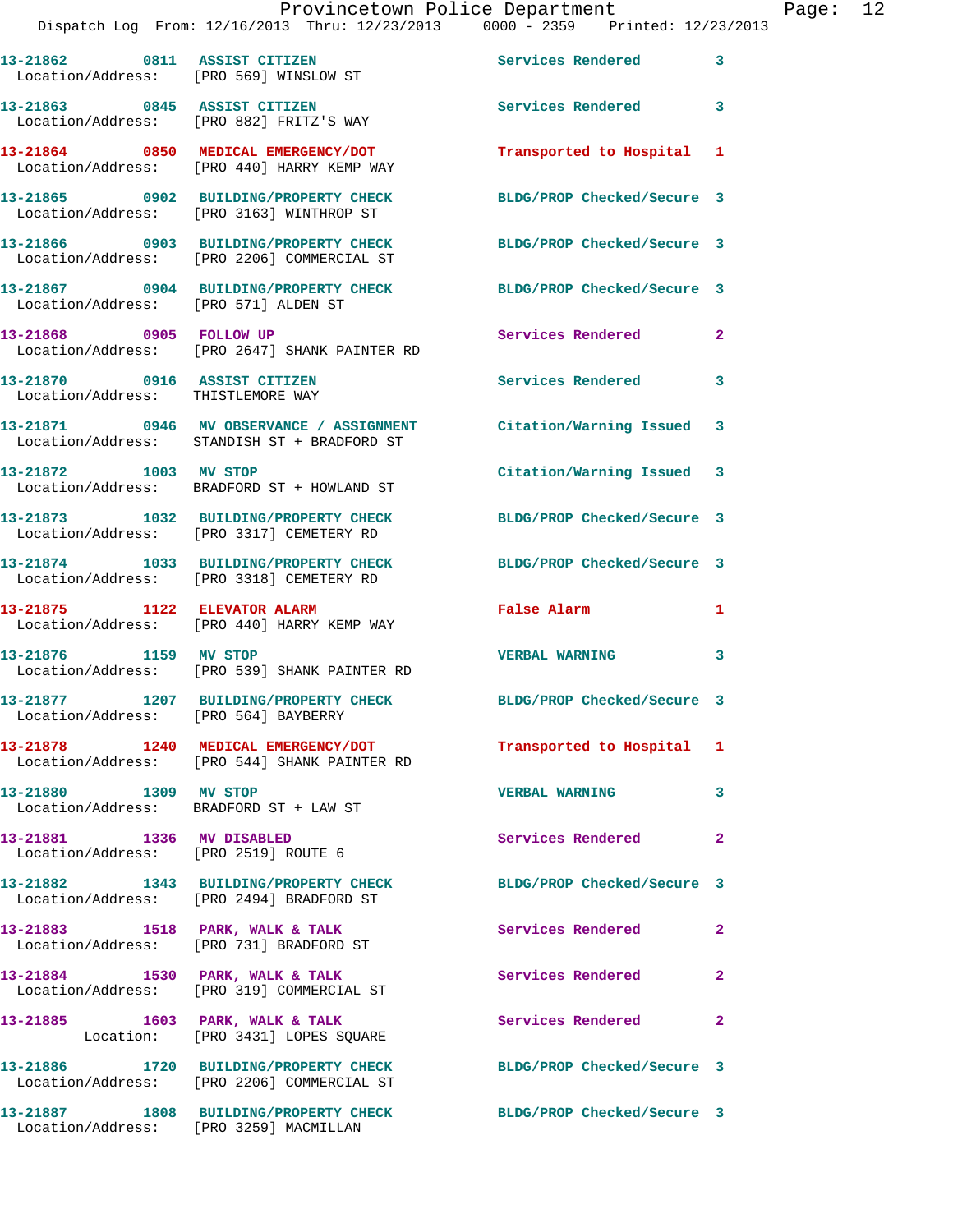13-21862 0811 ASSIST CITIZEN Services Rendered 3
Location/Address: [PRO 569] WINSLOW ST

13-21863 0845 ASSIST CITIZEN Services Rendered 3
Location/Address: [PRO 882] FRITZ'S WAY

13-21864 0850 MEDICAL EMERGENCY/DOT Transported to Hospital 1
Location/Address: [PRO 440] HARRY KEMP WAY

13-21865 0902 BUILDING/PROPERTY CHECK BLDG/PROP Checked/Secure 3
Location/Address: [PRO 3163] WINTHROP ST

13-21866 0903 BUILDING/PROPERTY CHECK BLDG/PROP Checked/Secure 3
Location/Address: [PRO 2206] COMMERCIAL ST

13-21867 0904 BUILDING/PROPERTY CHECK BLDG/PROP Checked/Secure 3
Location/Address: [PRO 571] ALDEN ST

13-21868 0905 FOLLOW UP Services Rendered 2
Location/Address: [PRO 2647] SHANK PAINTER RD

13-21870 0916 ASSIST CITIZEN Services Rendered 3
Location/Address: THISTLEMORE WAY

13-21871 0946 MV OBSERVANCE / ASSIGNMENT Citation/Warning Issued 3
Location/Address: STANDISH ST + BRADFORD ST

13-21872 1003 MV STOP Citation/Warning Issued 3
Location/Address: BRADFORD ST + HOWLAND ST

13-21873 1032 BUILDING/PROPERTY CHECK BLDG/PROP Checked/Secure 3
Location/Address: [PRO 3317] CEMETERY RD

13-21874 1033 BUILDING/PROPERTY CHECK BLDG/PROP Checked/Secure 3
Location/Address: [PRO 3318] CEMETERY RD

13-21875 1122 ELEVATOR ALARM False Alarm 1
Location/Address: [PRO 440] HARRY KEMP WAY

13-21876 1159 MV STOP VERBAL WARNING 3
Location/Address: [PRO 539] SHANK PAINTER RD

13-21877 1207 BUILDING/PROPERTY CHECK BLDG/PROP Checked/Secure 3
Location/Address: [PRO 564] BAYBERRY

13-21878 1240 MEDICAL EMERGENCY/DOT Transported to Hospital 1
Location/Address: [PRO 544] SHANK PAINTER RD

13-21880 1309 MV STOP VERBAL WARNING 3
Location/Address: BRADFORD ST + LAW ST

13-21881 1336 MV DISABLED Services Rendered 2
Location/Address: [PRO 2519] ROUTE 6

13-21882 1343 BUILDING/PROPERTY CHECK BLDG/PROP Checked/Secure 3
Location/Address: [PRO 2494] BRADFORD ST

13-21883 1518 PARK, WALK & TALK Services Rendered 2
Location/Address: [PRO 731] BRADFORD ST

13-21884 1530 PARK, WALK & TALK Services Rendered 2
Location/Address: [PRO 319] COMMERCIAL ST

13-21885 1603 PARK, WALK & TALK Services Rendered 2
Location: [PRO 3431] LOPES SQUARE

13-21886 1720 BUILDING/PROPERTY CHECK BLDG/PROP Checked/Secure 3
Location/Address: [PRO 2206] COMMERCIAL ST

13-21887 1808 BUILDING/PROPERTY CHECK BLDG/PROP Checked/Secure 3
Location/Address: [PRO 3259] MACMILLAN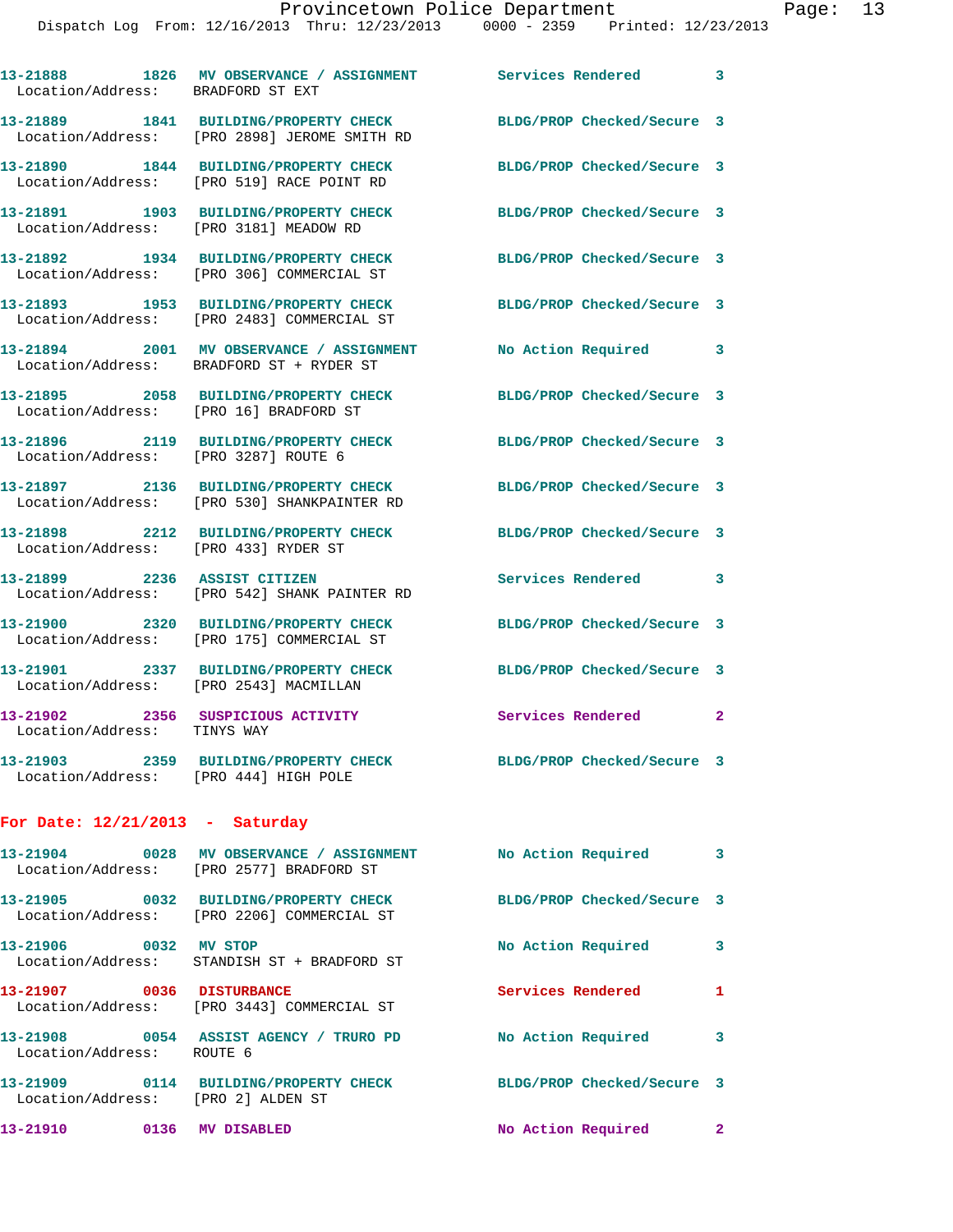13-21888 1826 MV OBSERVANCE / ASSIGNMENT Services Rendered 3
Location/Address: BRADFORD ST EXT

13-21889 1841 BUILDING/PROPERTY CHECK BLDG/PROP Checked/Secure 3
Location/Address: [PRO 2898] JEROME SMITH RD

13-21890 1844 BUILDING/PROPERTY CHECK BLDG/PROP Checked/Secure 3
Location/Address: [PRO 519] RACE POINT RD

13-21891 1903 BUILDING/PROPERTY CHECK BLDG/PROP Checked/Secure 3
Location/Address: [PRO 3181] MEADOW RD

13-21892 1934 BUILDING/PROPERTY CHECK BLDG/PROP Checked/Secure 3
Location/Address: [PRO 306] COMMERCIAL ST

13-21893 1953 BUILDING/PROPERTY CHECK BLDG/PROP Checked/Secure 3
Location/Address: [PRO 2483] COMMERCIAL ST

13-21894 2001 MV OBSERVANCE / ASSIGNMENT No Action Required 3
Location/Address: BRADFORD ST + RYDER ST

13-21895 2058 BUILDING/PROPERTY CHECK BLDG/PROP Checked/Secure 3
Location/Address: [PRO 16] BRADFORD ST

13-21896 2119 BUILDING/PROPERTY CHECK BLDG/PROP Checked/Secure 3
Location/Address: [PRO 3287] ROUTE 6

13-21897 2136 BUILDING/PROPERTY CHECK BLDG/PROP Checked/Secure 3
Location/Address: [PRO 530] SHANKPAINTER RD

13-21898 2212 BUILDING/PROPERTY CHECK BLDG/PROP Checked/Secure 3
Location/Address: [PRO 433] RYDER ST

13-21899 2236 ASSIST CITIZEN Services Rendered 3
Location/Address: [PRO 542] SHANK PAINTER RD

13-21900 2320 BUILDING/PROPERTY CHECK BLDG/PROP Checked/Secure 3
Location/Address: [PRO 175] COMMERCIAL ST

13-21901 2337 BUILDING/PROPERTY CHECK BLDG/PROP Checked/Secure 3
Location/Address: [PRO 2543] MACMILLAN

13-21902 2356 SUSPICIOUS ACTIVITY Services Rendered 2
Location/Address: TINYS WAY

13-21903 2359 BUILDING/PROPERTY CHECK BLDG/PROP Checked/Secure 3
Location/Address: [PRO 444] HIGH POLE

**For Date: 12/21/2013 - Saturday**

13-21904 0028 MV OBSERVANCE / ASSIGNMENT No Action Required 3
Location/Address: [PRO 2577] BRADFORD ST

13-21905 0032 BUILDING/PROPERTY CHECK BLDG/PROP Checked/Secure 3
Location/Address: [PRO 2206] COMMERCIAL ST

13-21906 0032 MV STOP No Action Required 3
Location/Address: STANDISH ST + BRADFORD ST

13-21907 0036 DISTURBANCE Services Rendered 1
Location/Address: [PRO 3443] COMMERCIAL ST

13-21908 0054 ASSIST AGENCY / TRURO PD No Action Required 3
Location/Address: ROUTE 6

13-21909 0114 BUILDING/PROPERTY CHECK BLDG/PROP Checked/Secure 3
Location/Address: [PRO 2] ALDEN ST

13-21910 0136 MV DISABLED No Action Required 2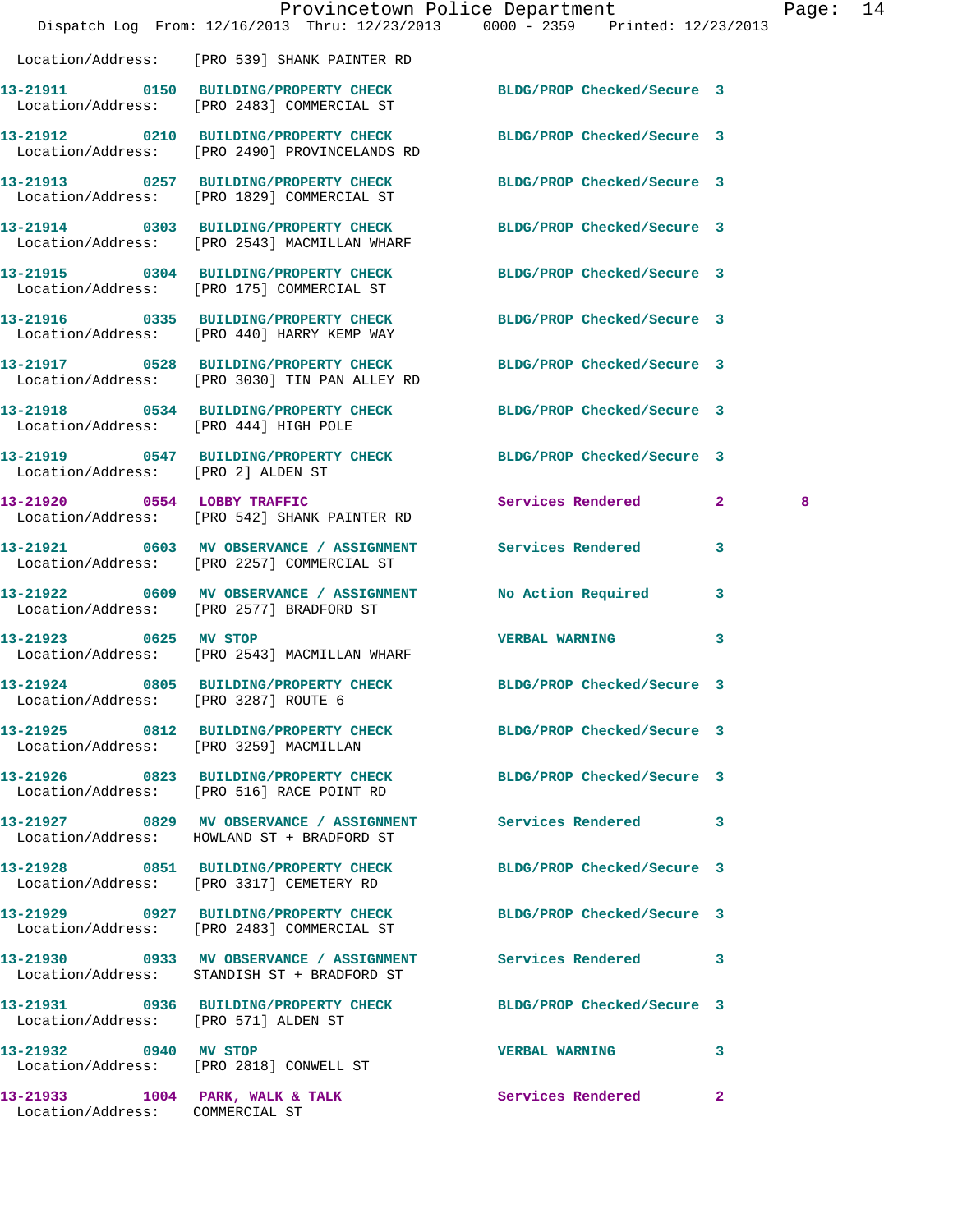Location/Address: [PRO 539] SHANK PAINTER RD

| Call # | Time | Call Reason | Action | Priority | |
|---|---|---|---|---|---|
| 13-21911 | 0150 | BUILDING/PROPERTY CHECK | BLDG/PROP Checked/Secure | 3 | |
| | | Location/Address: [PRO 2483] COMMERCIAL ST | | | |
| 13-21912 | 0210 | BUILDING/PROPERTY CHECK | BLDG/PROP Checked/Secure | 3 | |
| | | Location/Address: [PRO 2490] PROVINCELANDS RD | | | |
| 13-21913 | 0257 | BUILDING/PROPERTY CHECK | BLDG/PROP Checked/Secure | 3 | |
| | | Location/Address: [PRO 1829] COMMERCIAL ST | | | |
| 13-21914 | 0303 | BUILDING/PROPERTY CHECK | BLDG/PROP Checked/Secure | 3 | |
| | | Location/Address: [PRO 2543] MACMILLAN WHARF | | | |
| 13-21915 | 0304 | BUILDING/PROPERTY CHECK | BLDG/PROP Checked/Secure | 3 | |
| | | Location/Address: [PRO 175] COMMERCIAL ST | | | |
| 13-21916 | 0335 | BUILDING/PROPERTY CHECK | BLDG/PROP Checked/Secure | 3 | |
| | | Location/Address: [PRO 440] HARRY KEMP WAY | | | |
| 13-21917 | 0528 | BUILDING/PROPERTY CHECK | BLDG/PROP Checked/Secure | 3 | |
| | | Location/Address: [PRO 3030] TIN PAN ALLEY RD | | | |
| 13-21918 | 0534 | BUILDING/PROPERTY CHECK | BLDG/PROP Checked/Secure | 3 | |
| | | Location/Address: [PRO 444] HIGH POLE | | | |
| 13-21919 | 0547 | BUILDING/PROPERTY CHECK | BLDG/PROP Checked/Secure | 3 | |
| | | Location/Address: [PRO 2] ALDEN ST | | | |
| 13-21920 | 0554 | LOBBY TRAFFIC | Services Rendered | 2 | 8 |
| | | Location/Address: [PRO 542] SHANK PAINTER RD | | | |
| 13-21921 | 0603 | MV OBSERVANCE / ASSIGNMENT | Services Rendered | 3 | |
| | | Location/Address: [PRO 2257] COMMERCIAL ST | | | |
| 13-21922 | 0609 | MV OBSERVANCE / ASSIGNMENT | No Action Required | 3 | |
| | | Location/Address: [PRO 2577] BRADFORD ST | | | |
| 13-21923 | 0625 | MV STOP | VERBAL WARNING | 3 | |
| | | Location/Address: [PRO 2543] MACMILLAN WHARF | | | |
| 13-21924 | 0805 | BUILDING/PROPERTY CHECK | BLDG/PROP Checked/Secure | 3 | |
| | | Location/Address: [PRO 3287] ROUTE 6 | | | |
| 13-21925 | 0812 | BUILDING/PROPERTY CHECK | BLDG/PROP Checked/Secure | 3 | |
| | | Location/Address: [PRO 3259] MACMILLAN | | | |
| 13-21926 | 0823 | BUILDING/PROPERTY CHECK | BLDG/PROP Checked/Secure | 3 | |
| | | Location/Address: [PRO 516] RACE POINT RD | | | |
| 13-21927 | 0829 | MV OBSERVANCE / ASSIGNMENT | Services Rendered | 3 | |
| | | Location/Address: HOWLAND ST + BRADFORD ST | | | |
| 13-21928 | 0851 | BUILDING/PROPERTY CHECK | BLDG/PROP Checked/Secure | 3 | |
| | | Location/Address: [PRO 3317] CEMETERY RD | | | |
| 13-21929 | 0927 | BUILDING/PROPERTY CHECK | BLDG/PROP Checked/Secure | 3 | |
| | | Location/Address: [PRO 2483] COMMERCIAL ST | | | |
| 13-21930 | 0933 | MV OBSERVANCE / ASSIGNMENT | Services Rendered | 3 | |
| | | Location/Address: STANDISH ST + BRADFORD ST | | | |
| 13-21931 | 0936 | BUILDING/PROPERTY CHECK | BLDG/PROP Checked/Secure | 3 | |
| | | Location/Address: [PRO 571] ALDEN ST | | | |
| 13-21932 | 0940 | MV STOP | VERBAL WARNING | 3 | |
| | | Location/Address: [PRO 2818] CONWELL ST | | | |
| 13-21933 | 1004 | PARK, WALK & TALK | Services Rendered | 2 | |
| | | Location/Address: COMMERCIAL ST | | | |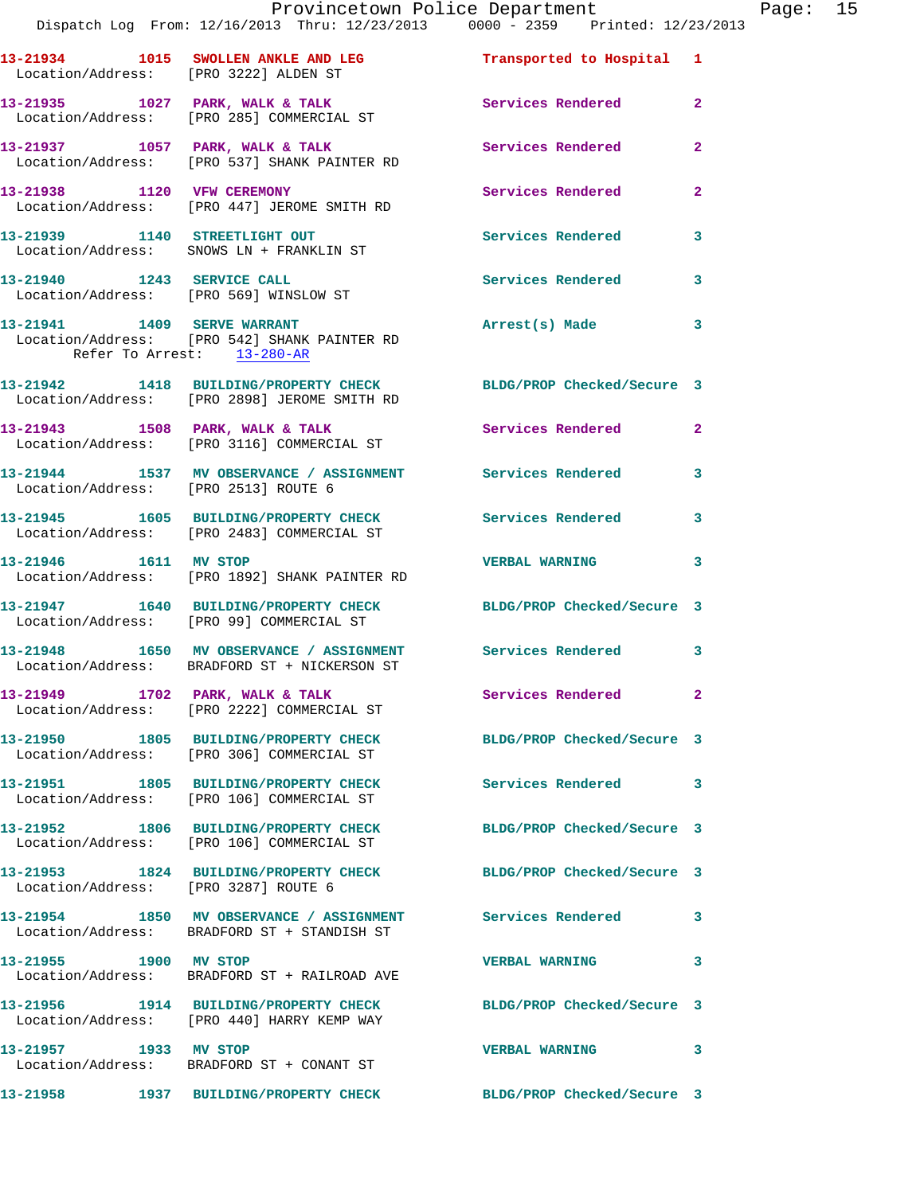13-21934 1015 SWOLLEN ANKLE AND LEG Transported to Hospital 1
Location/Address: [PRO 3222] ALDEN ST

13-21935 1027 PARK, WALK & TALK Services Rendered 2
Location/Address: [PRO 285] COMMERCIAL ST

13-21937 1057 PARK, WALK & TALK Services Rendered 2
Location/Address: [PRO 537] SHANK PAINTER RD

13-21938 1120 VFW CEREMONY Services Rendered 2
Location/Address: [PRO 447] JEROME SMITH RD

13-21939 1140 STREETLIGHT OUT Services Rendered 3
Location/Address: SNOWS LN + FRANKLIN ST

13-21940 1243 SERVICE CALL Services Rendered 3
Location/Address: [PRO 569] WINSLOW ST

13-21941 1409 SERVE WARRANT Arrest(s) Made 3
Location/Address: [PRO 542] SHANK PAINTER RD
Refer To Arrest: 13-280-AR

13-21942 1418 BUILDING/PROPERTY CHECK BLDG/PROP Checked/Secure 3
Location/Address: [PRO 2898] JEROME SMITH RD

13-21943 1508 PARK, WALK & TALK Services Rendered 2
Location/Address: [PRO 3116] COMMERCIAL ST

13-21944 1537 MV OBSERVANCE / ASSIGNMENT Services Rendered 3
Location/Address: [PRO 2513] ROUTE 6

13-21945 1605 BUILDING/PROPERTY CHECK Services Rendered 3
Location/Address: [PRO 2483] COMMERCIAL ST

13-21946 1611 MV STOP VERBAL WARNING 3
Location/Address: [PRO 1892] SHANK PAINTER RD

13-21947 1640 BUILDING/PROPERTY CHECK BLDG/PROP Checked/Secure 3
Location/Address: [PRO 99] COMMERCIAL ST

13-21948 1650 MV OBSERVANCE / ASSIGNMENT Services Rendered 3
Location/Address: BRADFORD ST + NICKERSON ST

13-21949 1702 PARK, WALK & TALK Services Rendered 2
Location/Address: [PRO 2222] COMMERCIAL ST

13-21950 1805 BUILDING/PROPERTY CHECK BLDG/PROP Checked/Secure 3
Location/Address: [PRO 306] COMMERCIAL ST

13-21951 1805 BUILDING/PROPERTY CHECK Services Rendered 3
Location/Address: [PRO 106] COMMERCIAL ST

13-21952 1806 BUILDING/PROPERTY CHECK BLDG/PROP Checked/Secure 3
Location/Address: [PRO 106] COMMERCIAL ST

13-21953 1824 BUILDING/PROPERTY CHECK BLDG/PROP Checked/Secure 3
Location/Address: [PRO 3287] ROUTE 6

13-21954 1850 MV OBSERVANCE / ASSIGNMENT Services Rendered 3
Location/Address: BRADFORD ST + STANDISH ST

13-21955 1900 MV STOP VERBAL WARNING 3
Location/Address: BRADFORD ST + RAILROAD AVE

13-21956 1914 BUILDING/PROPERTY CHECK BLDG/PROP Checked/Secure 3
Location/Address: [PRO 440] HARRY KEMP WAY

13-21957 1933 MV STOP VERBAL WARNING 3
Location/Address: BRADFORD ST + CONANT ST

13-21958 1937 BUILDING/PROPERTY CHECK BLDG/PROP Checked/Secure 3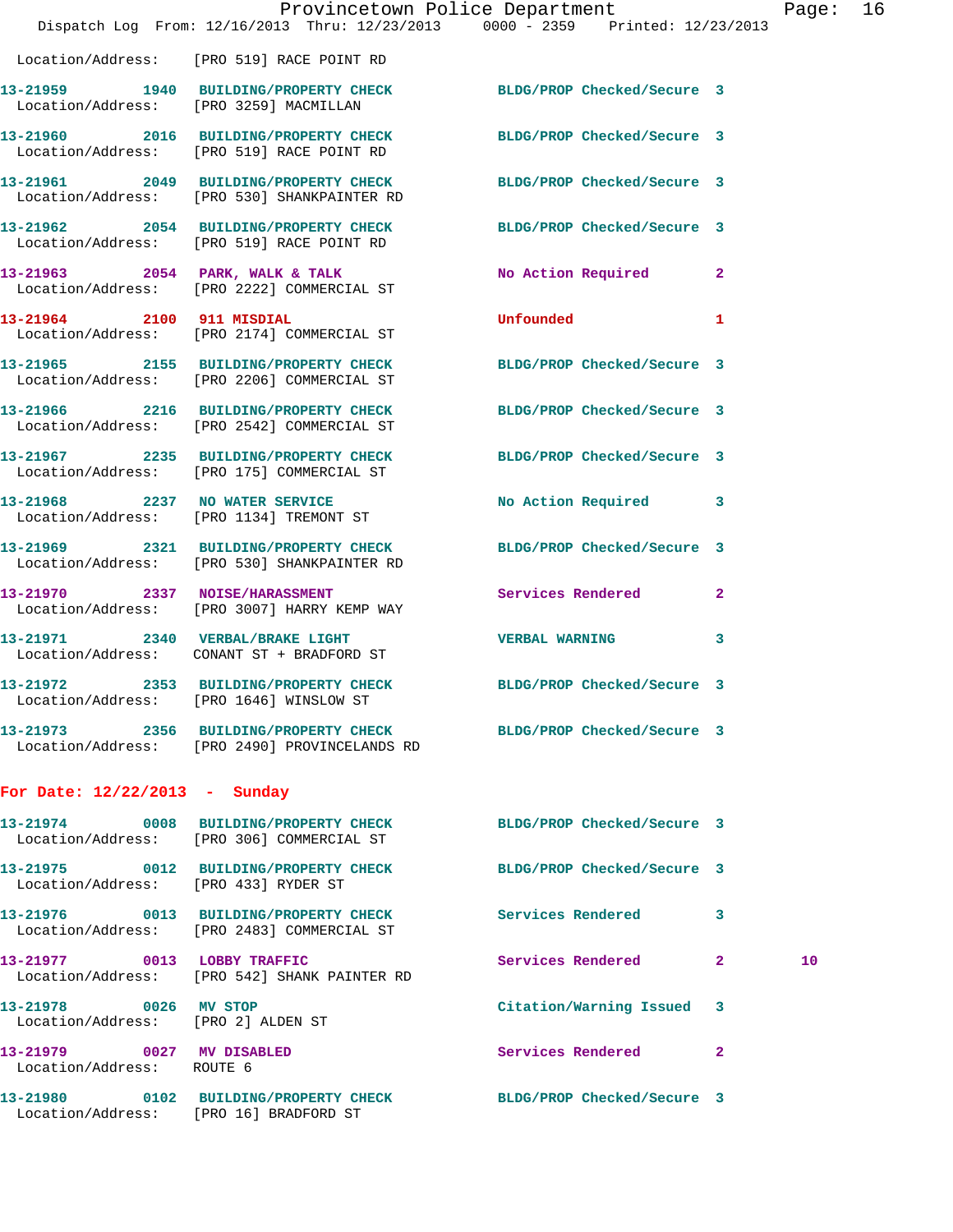Location/Address: [PRO 519] RACE POINT RD

| Call # | Time | Call Reason | Action | Priority | |
|---|---|---|---|---|---|
| 13-21959 | 1940 | BUILDING/PROPERTY CHECK | BLDG/PROP Checked/Secure | 3 | |
| | | Location/Address: [PRO 3259] MACMILLAN | | | |
| 13-21960 | 2016 | BUILDING/PROPERTY CHECK | BLDG/PROP Checked/Secure | 3 | |
| | | Location/Address: [PRO 519] RACE POINT RD | | | |
| 13-21961 | 2049 | BUILDING/PROPERTY CHECK | BLDG/PROP Checked/Secure | 3 | |
| | | Location/Address: [PRO 530] SHANKPAINTER RD | | | |
| 13-21962 | 2054 | BUILDING/PROPERTY CHECK | BLDG/PROP Checked/Secure | 3 | |
| | | Location/Address: [PRO 519] RACE POINT RD | | | |
| 13-21963 | 2054 | PARK, WALK & TALK | No Action Required | 2 | |
| | | Location/Address: [PRO 2222] COMMERCIAL ST | | | |
| 13-21964 | 2100 | 911 MISDIAL | Unfounded | 1 | |
| | | Location/Address: [PRO 2174] COMMERCIAL ST | | | |
| 13-21965 | 2155 | BUILDING/PROPERTY CHECK | BLDG/PROP Checked/Secure | 3 | |
| | | Location/Address: [PRO 2206] COMMERCIAL ST | | | |
| 13-21966 | 2216 | BUILDING/PROPERTY CHECK | BLDG/PROP Checked/Secure | 3 | |
| | | Location/Address: [PRO 2542] COMMERCIAL ST | | | |
| 13-21967 | 2235 | BUILDING/PROPERTY CHECK | BLDG/PROP Checked/Secure | 3 | |
| | | Location/Address: [PRO 175] COMMERCIAL ST | | | |
| 13-21968 | 2237 | NO WATER SERVICE | No Action Required | 3 | |
| | | Location/Address: [PRO 1134] TREMONT ST | | | |
| 13-21969 | 2321 | BUILDING/PROPERTY CHECK | BLDG/PROP Checked/Secure | 3 | |
| | | Location/Address: [PRO 530] SHANKPAINTER RD | | | |
| 13-21970 | 2337 | NOISE/HARASSMENT | Services Rendered | 2 | |
| | | Location/Address: [PRO 3007] HARRY KEMP WAY | | | |
| 13-21971 | 2340 | VERBAL/BRAKE LIGHT | VERBAL WARNING | 3 | |
| | | Location/Address: CONANT ST + BRADFORD ST | | | |
| 13-21972 | 2353 | BUILDING/PROPERTY CHECK | BLDG/PROP Checked/Secure | 3 | |
| | | Location/Address: [PRO 1646] WINSLOW ST | | | |
| 13-21973 | 2356 | BUILDING/PROPERTY CHECK | BLDG/PROP Checked/Secure | 3 | |
| | | Location/Address: [PRO 2490] PROVINCELANDS RD | | | |

## For Date: 12/22/2013 - Sunday

| Call # | Time | Call Reason | Action | Priority | |
|---|---|---|---|---|---|
| 13-21974 | 0008 | BUILDING/PROPERTY CHECK | BLDG/PROP Checked/Secure | 3 | |
| | | Location/Address: [PRO 306] COMMERCIAL ST | | | |
| 13-21975 | 0012 | BUILDING/PROPERTY CHECK | BLDG/PROP Checked/Secure | 3 | |
| | | Location/Address: [PRO 433] RYDER ST | | | |
| 13-21976 | 0013 | BUILDING/PROPERTY CHECK | Services Rendered | 3 | |
| | | Location/Address: [PRO 2483] COMMERCIAL ST | | | |
| 13-21977 | 0013 | LOBBY TRAFFIC | Services Rendered | 2 | 10 |
| | | Location/Address: [PRO 542] SHANK PAINTER RD | | | |
| 13-21978 | 0026 | MV STOP | Citation/Warning Issued | 3 | |
| | | Location/Address: [PRO 2] ALDEN ST | | | |
| 13-21979 | 0027 | MV DISABLED | Services Rendered | 2 | |
| | | Location/Address: ROUTE 6 | | | |
| 13-21980 | 0102 | BUILDING/PROPERTY CHECK | BLDG/PROP Checked/Secure | 3 | |
| | | Location/Address: [PRO 16] BRADFORD ST | | | |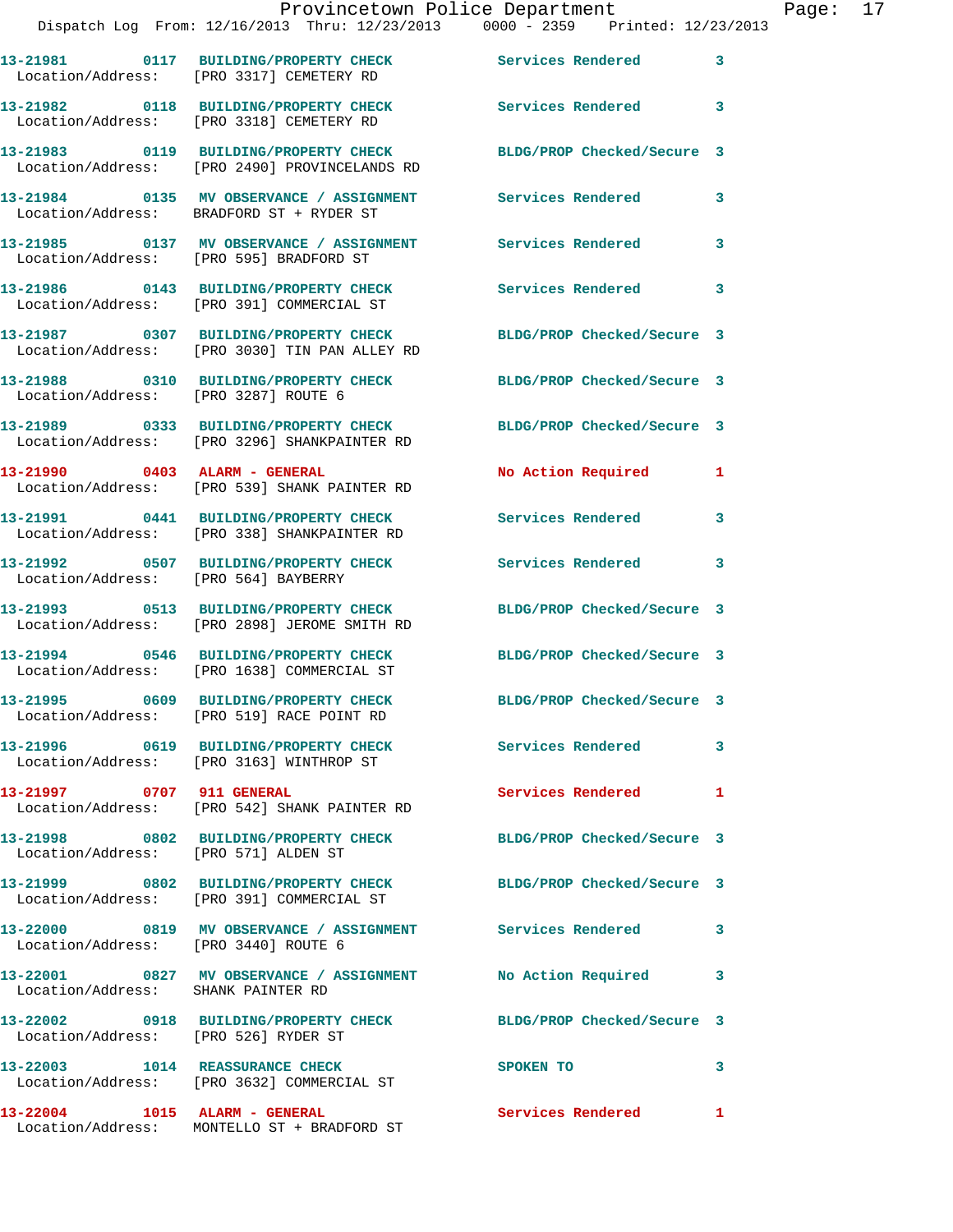| Call Number | Time | Call Reason | Action | Priority |
|---|---|---|---|---|
| 13-21981 | 0117 | BUILDING/PROPERTY CHECK | Services Rendered | 3 |
| Location/Address: | | [PRO 3317] CEMETERY RD | | |
| 13-21982 | 0118 | BUILDING/PROPERTY CHECK | Services Rendered | 3 |
| Location/Address: | | [PRO 3318] CEMETERY RD | | |
| 13-21983 | 0119 | BUILDING/PROPERTY CHECK | BLDG/PROP Checked/Secure | 3 |
| Location/Address: | | [PRO 2490] PROVINCELANDS RD | | |
| 13-21984 | 0135 | MV OBSERVANCE / ASSIGNMENT | Services Rendered | 3 |
| Location/Address: | | BRADFORD ST + RYDER ST | | |
| 13-21985 | 0137 | MV OBSERVANCE / ASSIGNMENT | Services Rendered | 3 |
| Location/Address: | | [PRO 595] BRADFORD ST | | |
| 13-21986 | 0143 | BUILDING/PROPERTY CHECK | Services Rendered | 3 |
| Location/Address: | | [PRO 391] COMMERCIAL ST | | |
| 13-21987 | 0307 | BUILDING/PROPERTY CHECK | BLDG/PROP Checked/Secure | 3 |
| Location/Address: | | [PRO 3030] TIN PAN ALLEY RD | | |
| 13-21988 | 0310 | BUILDING/PROPERTY CHECK | BLDG/PROP Checked/Secure | 3 |
| Location/Address: | | [PRO 3287] ROUTE 6 | | |
| 13-21989 | 0333 | BUILDING/PROPERTY CHECK | BLDG/PROP Checked/Secure | 3 |
| Location/Address: | | [PRO 3296] SHANKPAINTER RD | | |
| 13-21990 | 0403 | ALARM - GENERAL | No Action Required | 1 |
| Location/Address: | | [PRO 539] SHANK PAINTER RD | | |
| 13-21991 | 0441 | BUILDING/PROPERTY CHECK | Services Rendered | 3 |
| Location/Address: | | [PRO 338] SHANKPAINTER RD | | |
| 13-21992 | 0507 | BUILDING/PROPERTY CHECK | Services Rendered | 3 |
| Location/Address: | | [PRO 564] BAYBERRY | | |
| 13-21993 | 0513 | BUILDING/PROPERTY CHECK | BLDG/PROP Checked/Secure | 3 |
| Location/Address: | | [PRO 2898] JEROME SMITH RD | | |
| 13-21994 | 0546 | BUILDING/PROPERTY CHECK | BLDG/PROP Checked/Secure | 3 |
| Location/Address: | | [PRO 1638] COMMERCIAL ST | | |
| 13-21995 | 0609 | BUILDING/PROPERTY CHECK | BLDG/PROP Checked/Secure | 3 |
| Location/Address: | | [PRO 519] RACE POINT RD | | |
| 13-21996 | 0619 | BUILDING/PROPERTY CHECK | Services Rendered | 3 |
| Location/Address: | | [PRO 3163] WINTHROP ST | | |
| 13-21997 | 0707 | 911 GENERAL | Services Rendered | 1 |
| Location/Address: | | [PRO 542] SHANK PAINTER RD | | |
| 13-21998 | 0802 | BUILDING/PROPERTY CHECK | BLDG/PROP Checked/Secure | 3 |
| Location/Address: | | [PRO 571] ALDEN ST | | |
| 13-21999 | 0802 | BUILDING/PROPERTY CHECK | BLDG/PROP Checked/Secure | 3 |
| Location/Address: | | [PRO 391] COMMERCIAL ST | | |
| 13-22000 | 0819 | MV OBSERVANCE / ASSIGNMENT | Services Rendered | 3 |
| Location/Address: | | [PRO 3440] ROUTE 6 | | |
| 13-22001 | 0827 | MV OBSERVANCE / ASSIGNMENT | No Action Required | 3 |
| Location/Address: | | SHANK PAINTER RD | | |
| 13-22002 | 0918 | BUILDING/PROPERTY CHECK | BLDG/PROP Checked/Secure | 3 |
| Location/Address: | | [PRO 526] RYDER ST | | |
| 13-22003 | 1014 | REASSURANCE CHECK | SPOKEN TO | 3 |
| Location/Address: | | [PRO 3632] COMMERCIAL ST | | |
| 13-22004 | 1015 | ALARM - GENERAL | Services Rendered | 1 |
| Location/Address: | | MONTELLO ST + BRADFORD ST | | |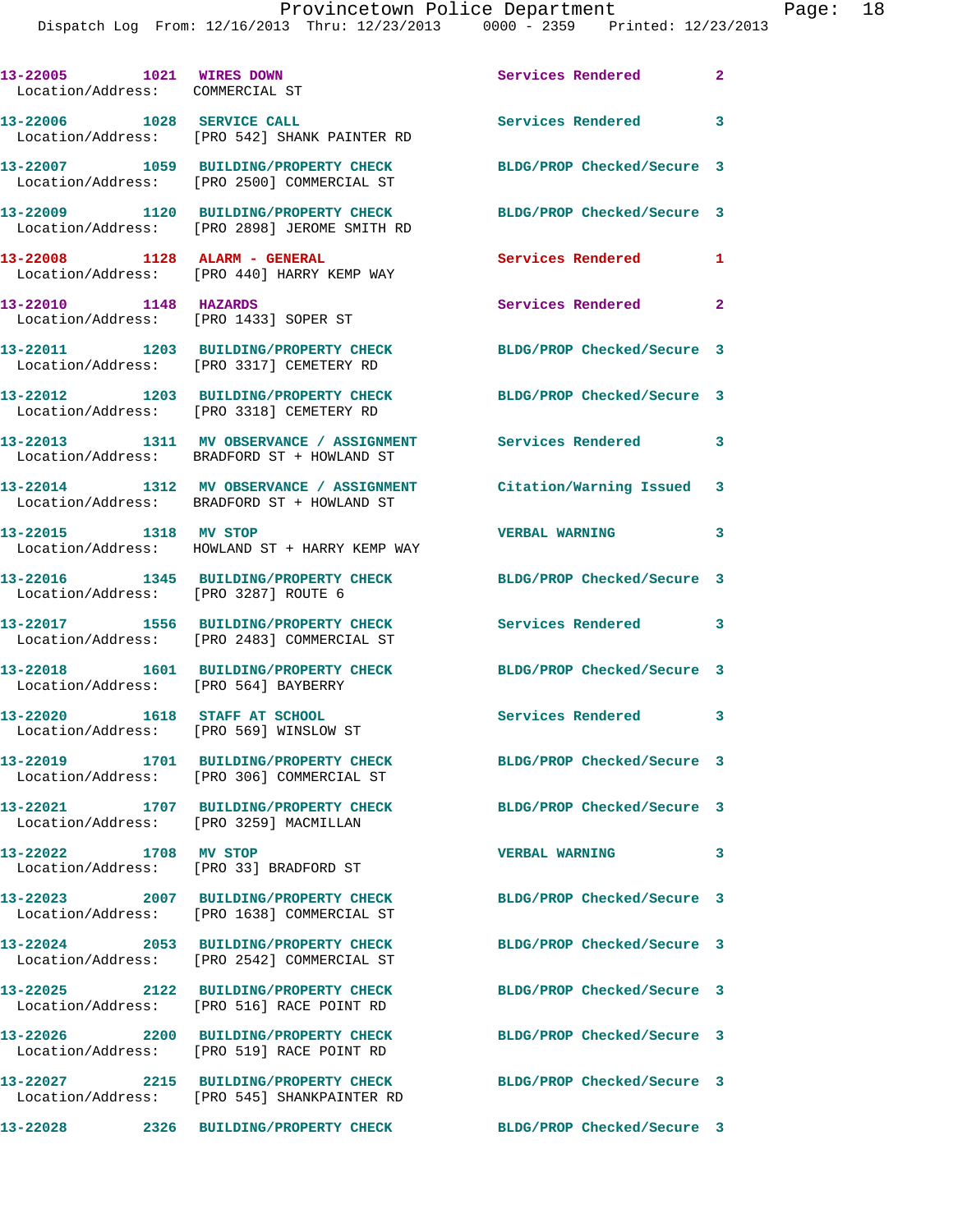13-22005 1021 WIRES DOWN Services Rendered 2
Location/Address: COMMERCIAL ST

13-22006 1028 SERVICE CALL Services Rendered 3
Location/Address: [PRO 542] SHANK PAINTER RD

13-22007 1059 BUILDING/PROPERTY CHECK BLDG/PROP Checked/Secure 3
Location/Address: [PRO 2500] COMMERCIAL ST

13-22009 1120 BUILDING/PROPERTY CHECK BLDG/PROP Checked/Secure 3
Location/Address: [PRO 2898] JEROME SMITH RD

13-22008 1128 ALARM - GENERAL Services Rendered 1
Location/Address: [PRO 440] HARRY KEMP WAY

13-22010 1148 HAZARDS Services Rendered 2
Location/Address: [PRO 1433] SOPER ST

13-22011 1203 BUILDING/PROPERTY CHECK BLDG/PROP Checked/Secure 3
Location/Address: [PRO 3317] CEMETERY RD

13-22012 1203 BUILDING/PROPERTY CHECK BLDG/PROP Checked/Secure 3
Location/Address: [PRO 3318] CEMETERY RD

13-22013 1311 MV OBSERVANCE / ASSIGNMENT Services Rendered 3
Location/Address: BRADFORD ST + HOWLAND ST

13-22014 1312 MV OBSERVANCE / ASSIGNMENT Citation/Warning Issued 3
Location/Address: BRADFORD ST + HOWLAND ST

13-22015 1318 MV STOP VERBAL WARNING 3
Location/Address: HOWLAND ST + HARRY KEMP WAY

13-22016 1345 BUILDING/PROPERTY CHECK BLDG/PROP Checked/Secure 3
Location/Address: [PRO 3287] ROUTE 6

13-22017 1556 BUILDING/PROPERTY CHECK Services Rendered 3
Location/Address: [PRO 2483] COMMERCIAL ST

13-22018 1601 BUILDING/PROPERTY CHECK BLDG/PROP Checked/Secure 3
Location/Address: [PRO 564] BAYBERRY

13-22020 1618 STAFF AT SCHOOL Services Rendered 3
Location/Address: [PRO 569] WINSLOW ST

13-22019 1701 BUILDING/PROPERTY CHECK BLDG/PROP Checked/Secure 3
Location/Address: [PRO 306] COMMERCIAL ST

13-22021 1707 BUILDING/PROPERTY CHECK BLDG/PROP Checked/Secure 3
Location/Address: [PRO 3259] MACMILLAN

13-22022 1708 MV STOP VERBAL WARNING 3
Location/Address: [PRO 33] BRADFORD ST

13-22023 2007 BUILDING/PROPERTY CHECK BLDG/PROP Checked/Secure 3
Location/Address: [PRO 1638] COMMERCIAL ST

13-22024 2053 BUILDING/PROPERTY CHECK BLDG/PROP Checked/Secure 3
Location/Address: [PRO 2542] COMMERCIAL ST

13-22025 2122 BUILDING/PROPERTY CHECK BLDG/PROP Checked/Secure 3
Location/Address: [PRO 516] RACE POINT RD

13-22026 2200 BUILDING/PROPERTY CHECK BLDG/PROP Checked/Secure 3
Location/Address: [PRO 519] RACE POINT RD

13-22027 2215 BUILDING/PROPERTY CHECK BLDG/PROP Checked/Secure 3
Location/Address: [PRO 545] SHANKPAINTER RD

13-22028 2326 BUILDING/PROPERTY CHECK BLDG/PROP Checked/Secure 3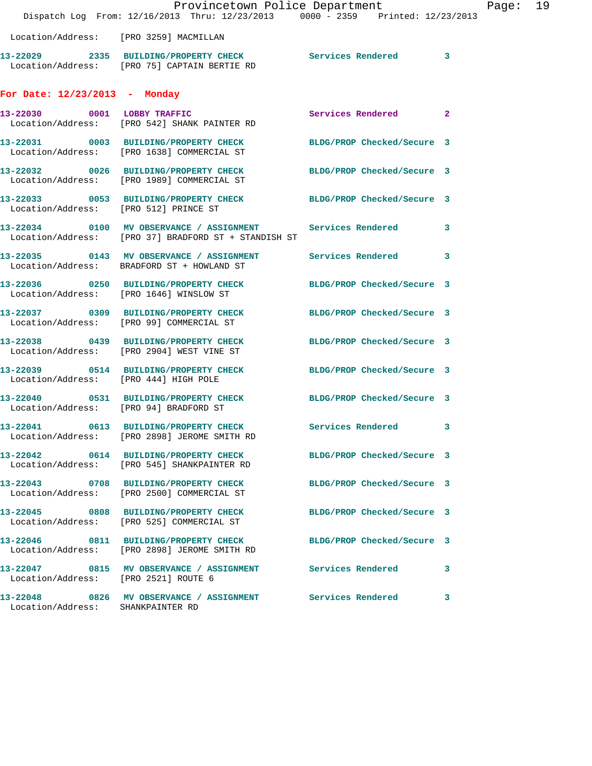Location/Address: [PRO 3259] MACMILLAN

13-22029 2335 BUILDING/PROPERTY CHECK Services Rendered 3
Location/Address: [PRO 75] CAPTAIN BERTIE RD

## For Date: 12/23/2013 - Monday

13-22030 0001 LOBBY TRAFFIC Services Rendered 2
Location/Address: [PRO 542] SHANK PAINTER RD

13-22031 0003 BUILDING/PROPERTY CHECK BLDG/PROP Checked/Secure 3
Location/Address: [PRO 1638] COMMERCIAL ST

13-22032 0026 BUILDING/PROPERTY CHECK BLDG/PROP Checked/Secure 3
Location/Address: [PRO 1989] COMMERCIAL ST

13-22033 0053 BUILDING/PROPERTY CHECK BLDG/PROP Checked/Secure 3
Location/Address: [PRO 512] PRINCE ST

13-22034 0100 MV OBSERVANCE / ASSIGNMENT Services Rendered 3
Location/Address: [PRO 37] BRADFORD ST + STANDISH ST

13-22035 0143 MV OBSERVANCE / ASSIGNMENT Services Rendered 3
Location/Address: BRADFORD ST + HOWLAND ST

13-22036 0250 BUILDING/PROPERTY CHECK BLDG/PROP Checked/Secure 3
Location/Address: [PRO 1646] WINSLOW ST

13-22037 0309 BUILDING/PROPERTY CHECK BLDG/PROP Checked/Secure 3
Location/Address: [PRO 99] COMMERCIAL ST

13-22038 0439 BUILDING/PROPERTY CHECK BLDG/PROP Checked/Secure 3
Location/Address: [PRO 2904] WEST VINE ST

13-22039 0514 BUILDING/PROPERTY CHECK BLDG/PROP Checked/Secure 3
Location/Address: [PRO 444] HIGH POLE

13-22040 0531 BUILDING/PROPERTY CHECK BLDG/PROP Checked/Secure 3
Location/Address: [PRO 94] BRADFORD ST

13-22041 0613 BUILDING/PROPERTY CHECK Services Rendered 3
Location/Address: [PRO 2898] JEROME SMITH RD

13-22042 0614 BUILDING/PROPERTY CHECK BLDG/PROP Checked/Secure 3
Location/Address: [PRO 545] SHANKPAINTER RD

13-22043 0708 BUILDING/PROPERTY CHECK BLDG/PROP Checked/Secure 3
Location/Address: [PRO 2500] COMMERCIAL ST

13-22045 0808 BUILDING/PROPERTY CHECK BLDG/PROP Checked/Secure 3
Location/Address: [PRO 525] COMMERCIAL ST

13-22046 0811 BUILDING/PROPERTY CHECK BLDG/PROP Checked/Secure 3
Location/Address: [PRO 2898] JEROME SMITH RD

13-22047 0815 MV OBSERVANCE / ASSIGNMENT Services Rendered 3
Location/Address: [PRO 2521] ROUTE 6

13-22048 0826 MV OBSERVANCE / ASSIGNMENT Services Rendered 3
Location/Address: SHANKPAINTER RD